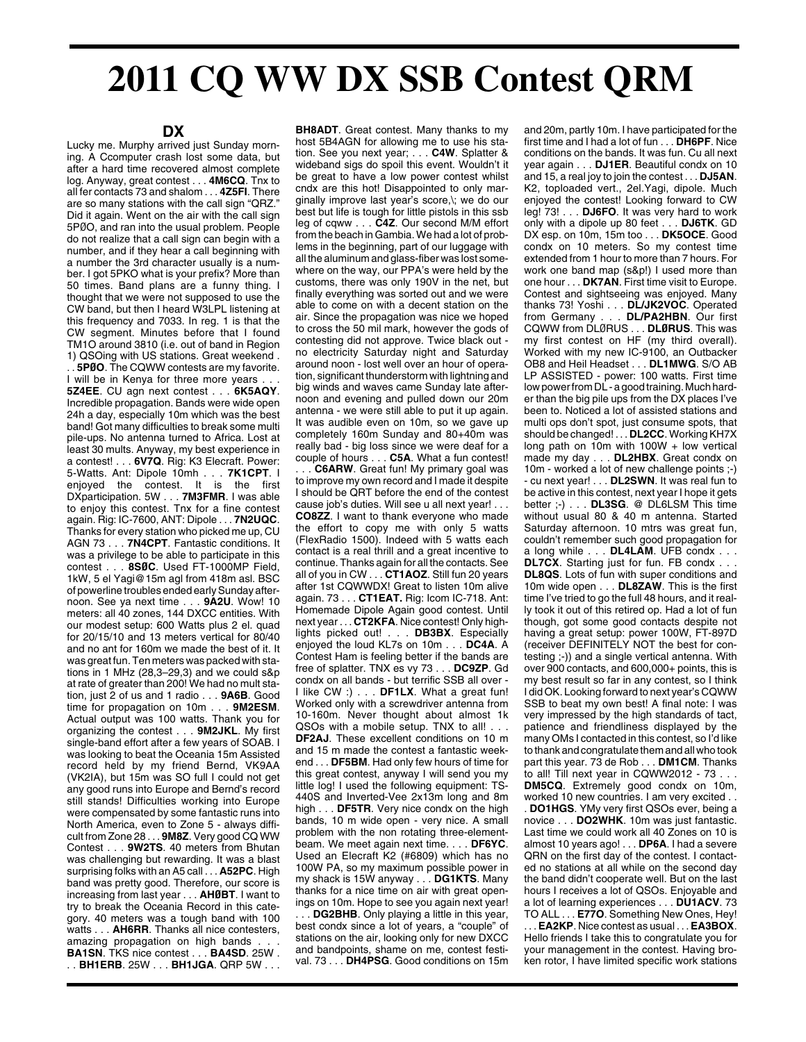# 2011 CQ WW DX SSB Contest QRM

## DX

Lucky me. Murphy arrived just Sunday morning. A Ccomputer crash lost some data, but after a hard time recovered almost complete log. Anyway, great contest . . . **4M6CQ**. Tnx to all fer contacts 73 and shalom . . . **4Z5FI**. There are so many stations with the call sign "QRZ." Did it again. Went on the air with the call sign 5PØO, and ran into the usual problem. People do not realize that a call sign can begin with a number, and if they hear a call beginning with a number the 3rd character usually is a number. I got 5PKO what is your prefix? More than 50 times. Band plans are a funny thing. I thought that we were not supposed to use the CW band, but then I heard W3LPL listening at this frequency and 7033. In reg. 1 is that the CW segment. Minutes before that I found TM1O around 3810 (i.e. out of band in Region 1) QSOing with US stations. Great weekend . . . **5PØO**. The CQWW contests are my favorite. I will be in Kenya for three more years . . . **5Z4EE**. CU agn next contest . . . **6K5AQY**. Incredible propagation. Bands were wide open 24h a day, especially 10m which was the best band! Got many difficulties to break some multi pile-ups. No antenna turned to Africa. Lost at least 30 mults. Anyway, my best experience in a contest! . . . **6V7Q**. Rig: K3 Elecraft. Power: 5-Watts. Ant: Dipole 10mh . . . **7K1CPT**. I enjoyed the contest. It is the first DXparticipation. 5W . . . **7M3FMR**. I was able to enjoy this contest. Tnx for a fine contest again. Rig: IC-7600, ANT: Dipole . . . **7N2UQC**. Thanks for every station who picked me up, CU AGN 73 . . . **7N4CPT**. Fantastic conditions. It was a privilege to be able to participate in this contest . . . **8SØC**. Used FT-1000MP Field, 1kW, 5 el Yagi@15m agl from 418m asl. BSC of powerline troubles ended early Sunday afternoon. See ya next time . . . **9A2U**. Wow! 10 meters: all 40 zones, 144 DXCC entities. With our modest setup: 600 Watts plus 2 el. quad for 20/15/10 and 13 meters vertical for 80/40 and no ant for 160m we made the best of it. It was great fun. Ten meters was packed with stations in 1 MHz (28,3–29,3) and we could s&p at rate of greater than 200! We had no mult station, just 2 of us and 1 radio . . . **9A6B**. Good time for propagation on 10m . . . **9M2ESM**. Actual output was 100 watts. Thank you for organizing the contest . . . **9M2JKL**. My first single-band effort after a few years of SOAB. I was looking to beat the Oceania 15m Assisted record held by my friend Bernd, VK9AA (VK2IA), but 15m was SO full I could not get any good runs into Europe and Bernd's record still stands! Difficulties working into Europe were compensated by some fantastic runs into North America, even to Zone 5 - always difficult from Zone 28 . . . **9M8Z**. Very good CQ WW Contest . . . **9W2TS**. 40 meters from Bhutan was challenging but rewarding. It was a blast surprising folks with an A5 call . . . **A52PC**. High band was pretty good. Therefore, our score is increasing from last year . . . **AHØBT**. I want to try to break the Oceania Record in this category. 40 meters was a tough band with 100 watts . . . **AH6RR**. Thanks all nice contesters, amazing propagation on high bands . . . **BA1SN**. TKS nice contest . . . **BA4SD**. 25W . . . **BH1ERB**. 25W . . . **BH1JGA**. QRP 5W . . . **BH8ADT**. Great contest. Many thanks to my host 5B4AGN for allowing me to use his station. See you next year; . . . **C4W**. Splatter & wideband sigs do spoil this event. Wouldn't it be great to have a low power contest whilst cndx are this hot! Disappointed to only marginally improve last year's score,\; we do our best but life is tough for little pistols in this ssb leg of cqww . . . **C4Z**. Our second M/M effort from the beach in Gambia. We had a lot of problems in the beginning, part of our luggage with all the aluminum and glass-fiber was lost somewhere on the way, our PPA's were held by the customs, there was only 190V in the net, but finally everything was sorted out and we were able to come on with a decent station on the air. Since the propagation was nice we hoped to cross the 50 mil mark, however the gods of contesting did not approve. Twice black out - no electricity Saturday night and Saturday around noon - lost well over an hour of operation, significant thunderstorm with lightning and big winds and waves came Sunday late afternoon and evening and pulled down our 20m antenna - we were still able to put it up again. It was audible even on 10m, so we gave up completely 160m Sunday and 80+40m was really bad - big loss since we were deaf for a couple of hours . . . **C5A**. What a fun contest! . . . **C6ARW**. Great fun! My primary goal was to improve my own record and I made it despite I should be QRT before the end of the contest cause job's duties. Will see u all next year! . . . **CO8ZZ**. I want to thank everyone who made the effort to copy me with only 5 watts (FlexRadio 1500). Indeed with 5 watts each contact is a real thrill and a great incentive to continue. Thanks again for all the contacts. See all of you in CW . . . **CT1AOZ**. Still fun 20 years after 1st CQWWDX! Great to listen 10m alive again. 73 . . . **CT1EAT.** Rig: Icom IC-718. Ant: Homemade Dipole Again good contest. Until next year . . . **CT2KFA**. Nice contest! Only highlights picked out! . . . **DB3BX**. Especially enjoyed the loud KL7s on 10m . . . **DC4A**. A Contest Ham is feeling better if the bands are free of splatter. TNX es vy 73 . . . **DC9ZP**. Gd condx on all bands - but terrific SSB all over - I like CW :) . . . **DF1LX**. What a great fun! Worked only with a screwdriver antenna from 10-160m. Never thought about almost 1k QSOs with a mobile setup. TNX to all! . . . **DF2AJ**. These excellent conditions on 10 m and 15 m made the contest a fantastic weekend . . . **DF5BM**. Had only few hours of time for this great contest, anyway I will send you my little log! I used the following equipment: TS-440S and Inverted-Vee 2x13m long and 8m high . . . **DF5TR**. Very nice condx on the high bands, 10 m wide open - very nice. A small problem with the non rotating three-element-beam. We meet again next time. . . . **DF6YC**. Used an Elecraft K2 (#6809) which has no 100W PA, so my maximum possible power in my shack is 15W anyway . . . **DG1KTS**. Many thanks for a nice time on air with great openings on 10m. Hope to see you again next year! . . . **DG2BHB**. Only playing a little in this year, best condx since a lot of years, a "couple" of stations on the air, looking only for new DXCC and bandpoints, shame on me, contest festival. 73 . . . **DH4PSG**. Good conditions on 15m and 20m, partly 10m. I have participated for the first time and I had a lot of fun . . . **DH6PF**. Nice conditions on the bands. It was fun. Cu all next year again . . . **DJ1ER**. Beautiful condx on 10 and 15, a real joy to join the contest . . . **DJ5AN**. K2, toploaded vert., 2el.Yagi, dipole. Much enjoyed the contest! Looking forward to CW leg! 73! . . . **DJ6FO**. It was very hard to work only with a dipole up 80 feet . . . **DJ6TK**. GD DX esp. on 10m, 15m too . . . **DK5OCE**. Good condx on 10 meters. So my contest time extended from 1 hour to more than 7 hours. For work one band map (s&p!) I used more than one hour . . . **DK7AN**. First time visit to Europe. Contest and sightseeing was enjoyed. Many thanks 73! Yoshi . . . **DL/JK2VOC**. Operated from Germany . . . **DL/PA2HBN**. Our first CQWW from DLØRUS . . . **DLØRUS**. This was my first contest on HF (my third overall). Worked with my new IC-9100, an Outbacker OB8 and Heil Headset . . . **DL1MWG**. S/O AB LP ASSISTED - power: 100 watts. First time low power from DL - a good training. Much harder than the big pile ups from the DX places I've been to. Noticed a lot of assisted stations and multi ops don't spot, just consume spots, that should be changed! . . . **DL2CC**. Working KH7X long path on 10m with 100W + low vertical made my day . . . **DL2HBX**. Great condx on 10m - worked a lot of new challenge points ;-) - cu next year! . . . **DL2SWN**. It was real fun to be active in this contest, next year I hope it gets better ;-) . . . **DL3SG**. @ DL6LSM This time without usual 80 & 40 m antenna. Started Saturday afternoon. 10 mtrs was great fun, couldn't remember such good propagation for a long while . . . **DL4LAM**. UFB condx . . . **DL7CX**. Starting just for fun. FB condx . . . **DL8QS**. Lots of fun with super conditions and 10m wide open . . . **DL8ZAW**. This is the first time I've tried to go the full 48 hours, and it really took it out of this retired op. Had a lot of fun though, got some good contacts despite not having a great setup: power 100W, FT-897D (receiver DEFINITELY NOT the best for contesting ;-)) and a single vertical antenna. With over 900 contacts, and 600,000+ points, this is my best result so far in any contest, so I think I did OK. Looking forward to next year's CQWW SSB to beat my own best! A final note: I was very impressed by the high standards of tact, patience and friendliness displayed by the many OMs I contacted in this contest, so I'd like to thank and congratulate them and all who took part this year. 73 de Rob . . . **DM1CM**. Thanks to all! Till next year in CQWW2012 - 73 . . . **DM5CQ**. Extremely good condx on 10m, worked 10 new countries. I am very excited . . . **DO1HGS**. YMy very first QSOs ever, being a novice . . . **DO2WHK**. 10m was just fantastic. Last time we could work all 40 Zones on 10 is almost 10 years ago! . . . **DP6A**. I had a severe QRN on the first day of the contest. I contacted no stations at all while on the second day the band didn't cooperate well. But on the last hours I receives a lot of QSOs. Enjoyable and a lot of learning experiences . . . **DU1ACV**. 73 TO ALL . . . **E77O**. Something New Ones, Hey! . . . **EA2KP**. Nice contest as usual . . . **EA3BOX**. Hello friends I take this to congratulate you for your management in the contest. Having broken rotor, I have limited specific work stations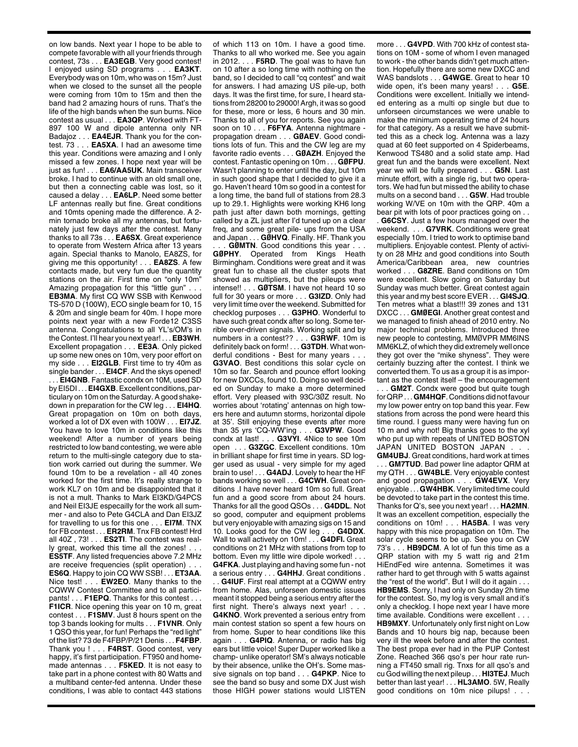on low bands. Next year I hope to be able to compete favorable with all your friends through contest, 73s . . . **EA3EGB**. Very good contest! I enjoyed using SD programs . . . **EA3KT**. Everybody was on 10m, who was on 15m? Just when we closed to the sunset all the people were coming from 10m to 15m and then the band had 2 amazing hours of runs. That's the life of the high bands when the sun burns. Nice contest as usual . . . **EA3QP**. Worked with FT-897 100 W and dipole antenna only NR Badajoz . . . **EA4EJR**. Thank you for the contest. 73 . . . **EA5XA**. I had an awesome time this year. Conditions were amazing and I only missed a few zones. I hope next year will be just as fun! . . . **EA6/AA5UK**. Main transceiver broke. I had to continue with an old small one, but then a connecting cable was lost, so it caused a delay . . . **EA6LP**. Need some better LF antennas really but fine. Great conditions and 10mts opening made the difference. A 2-min tornado broke all my antennas, but fortunately just few days after the contest. Many thanks to all 73s . . . **EA6SX**. Great experience to operate from Western Africa after 13 years again. Special thanks to Manolo, EA8ZS, for giving me this opportunity! . . . **EA8ZS**. A few contacts made, but very fun due the quantity stations on the air. First time on "only 10m" Amazing propagation for this "little gun" . . . **EB3MA**. My first CQ WW SSB with Kenwood TS-570 D (100W), ECO single beam for 10, 15 & 20m and single beam for 40m. I hope more points next year with a new Forde12 C3SS antenna. Congratulations to all YL's/OM's in the Contest. I'll hear you next year! . . . **EB3WH**. Excellent propagation . . . **EE3A**. Only picked up some new ones on 10m, very poor effort on my side . . . **EI2GLB**. First time to try 40m as single bander . . . **EI4CF**. And the skys opened! . . . **EI4GNB**. Fantastic condx on 10M, used SD by EI5DI . . . **EI4GXB**. Excellent conditions, particulary on 10m on the Saturday. A good shakedown in preparation for the CW leg . . . **EI4HQ**. Great propagation on 10m on both days, worked a lot of DX even with 100W . . . **EI7JZ**. You have to love 10m in conditions like this weekend! After a number of years being restricted to low band contesting, we were able return to the multi-single category due to station work carried out during the summer. We found 10m to be a revelation - all 40 zones worked for the first time. It's really strange to work KL7 on 10m and be disappointed that it is not a mult. Thanks to Mark EI3KD/G4PCS and Neil EI3JE especailly for the work all summer - and also to Pete G4CLA and Dan EI3JZ for travelling to us for this one . . . **EI7M**. TNX for FB contest . . . **ER2RM**. Tnx FB contest! Hrd all 40Z , 73! . . . **ES2TI**. The contest was really great, worked this time all the zones! . . . **ES5TF**. Any listed frequencies above 7.2 MHz are receive frequencies (split operation) . . . **ES6Q**. Happy to join CQ WW SSB! . . . **ET3AA**. Nice test! . . . **EW2EO**. Many thanks to the CQWW Contest Committee and to all participants! . . . **F1EPQ**. Thanks for this contest . . . **F1ICR**. Nice opening this year on 10 m, great contest . . . **F1SMV**. Just 8 hours spent on the top 3 bands looking for mults . . . **F1VNR**. Only 1 QSO this year, for fun! Perhaps the "red light" of the list? 73 de F4FBP/P/21 Denis . . . **F4FBP**. Thank you ! . . . **F4RST**. Good contest, very happy, it's first participation. FT950 and homemade antennas . . . **F5KED**. It is not easy to take part in a phone contest with 80 Watts and a multiband center-fed antenna. Under these conditions, I was able to contact 443 stations of which 113 on 10m. I have a good time. Thanks to all who worked me. See you again in 2012. . . . **F5RD**. The goal was to have fun on 10 after a so long time with nothing on the band, so I decided to call "cq contest" and wait for answers. I had amazing US pile-up, both days. It was the first time, for sure, I heard stations from 28200 to 29000! Argh, it was so good for these, more or less, 6 hours and 30 min. Thanks to all of you for reports. See you again soon on 10 . . . **F6FYA**. Antenna nightmare - propagation dream . . . **GØAEV**. Good conditions lots of fun. This and the CW leg are my favorite radio events . . . **GØAZH**. Enjoyed the contest. Fantastic opening on 10m . . . **GØFPU**. Wasn't planning to enter until the day, but 10m in such good shape that I decided to give it a go. Haven't heard 10m so good in a contest for a long time, the band full of stations from 28.3 up to 29.1. Highlights were working KH6 long path just after dawn both mornings, getting called by a ZL just after I'd tuned up on a clear freq, and some great pile- ups from the USA and Japan . . . **GØHVQ**. Finally. HF. Thank you . . . **GØMTN**. Good conditions this year . . . **GØPHY**. Operated from Kings Heath Birmingham. Conditions were great and it was great fun to chase all the cluster spots that showed as multipliers, but the pileups were intense!! . . . **GØTSM**. I have not heard 10 so full for 30 years or more . . . **G3IZD**. Only had very limit time over the weekend. Submitted for checklog purposes . . . **G3PHO**. Wonderful to have such great condx after so long. Some terrible over-driven signals. Working split and by numbers in a contest?? . . . **G3RWF**. 10m is definitely back on form! . . . **G3TDH**. What wonderful conditions - Best for many years . . . **G3VAO**. Best conditions this solar cycle on 10m so far. Search and pounce effort looking for new DXCCs, found 10. Doing so well decided on Sunday to make a more determined effort. Very pleased with 93C/3ØZ result. No worries about 'rotating' antennas on high towers here and autumn storms, horizontal dipole at 35'. Still enjoying these events after more than 35 yrs 'CQ-WW'ing . . . **G3VPW**. Good condx at last! . . . **G3VYI**. 4Nice to see 10m open . . . **G3ZGC**. Excellent conditions. 10m in brilliant shape for first time in years. SD logger used as usual - very simple for my aged brain to use! . . . **G4ADJ**. Lovely to hear the HF bands working so well . . . **G4CWH**. Great conditions .I have never heard 10m so full. Great fun and a good score from about 24 hours. Thanks for all the good QSOs . . . **G4DDL**. Not so good, computer and equipment problems but very enjoyable with amazing sigs on 15 and 10. Looks good for the CW leg . . . **G4DDX**. Wall to wall activety on 10m! . . . **G4DFI.** Great conditions on 21 MHz with stations from top to bottom. Even my little wire dipole worked! . . . **G4FKA**. Just playing and having some fun - not a serious entry . . . **G4HHJ**. Great conditions . . . **G4IUF**. First real attempt at a CQWW entry from home. Alas, unforseen domestic issues meant it stopped being a serious entry after the first night. There's always next year! . . . **G4KNO**. Work prevented a serious entry from main contest station so spent a few hours on from home. Super to hear conditions like this again . . . **G4PIQ**. Antenna, or radio has big ears but little voice! Super Duper worked like a champ- unlike operator! SM's always noticable by their absence, unlike the OH's. Some massive signals on top band . . . **G4PKP**. Nice to see the band so busy and some DX Just wish those HIGH power stations would LISTEN more . . . **G4VPD**. With 700 kHz of contest stations on 10M - some of whom I even managed to work - the other bands didn't get much attention. Hopefully there are some new DXCC and WAS bandslots . . . **G4WGE**. Great to hear 10 wide open, it's been many years! . . . **G5E**. Conditions were excellent. Initially we intended entering as a multi op single but due to unforseen circumstances we were unable to make the minimum operating time of 24 hours for that category. As a result we have submitted this as a check log. Antenna was a lazy quad at 60 feet supported on 4 Spiderbeams, Kenwood TS480 and a solid state amp. Had great fun and the bands were excellent. Next year we will be fully prepared . . . **G5N**. Last minute effort, with a single rig, but two operators. We had fun but missed the ability to chase mults on a second band . . . **G5W**. Had trouble working W/VE on 10m with the QRP. 40m a bear pit with lots of poor practices going on . . . **G6CSY**. Just a few hours managed over the weekend. . . . **G7VRK**. Conditions were great especially 10m. I tried to work to optimise band multipliers. Enjoyable contest. Plenty of activity on 28 MHz and good conditions into South America/Caribbean area, new countries worked . . . **G8ZRE**. Band conditions on 10m were excellent. Slow going on Saturday but Sunday was much better. Great contest again this year and my best score EVER . . . **GI4SJQ**. Ten metres what a blast!!! 39 zones and 131 DXCC . . . **GMØEGI**. Another great contest and we managed to finish ahead of 2010 entry. No major technical problems. Introduced three new people to contesting, MMØVPR MM6INS MM6KLZ, of which they did extremely well once they got over the "mike shyness". They were certainly buzzing after the contest. I think we converted them. To us as a group it is as important as the contest itself – the encouragement . . . **GM2T**. Condx were good but quite tough for QRP . . . **GM4HQF**. Conditions did not favour my low power entry on top band this year. Few stations from across the pond were heard this time round. I guess many were having fun on 10 m and why not! Big thanks goes to the xyl who put up with repeats of UNITED BOSTON JAPAN UNITED BOSTON JAPAN . . . **GM4UBJ**. Great conditions, hard work at times . . . **GM7TUD**. Bad power line adaptor QRM at my QTH . . . **GW4BLE**. Very enjoyable contest and good propagation . . . **GW4EVX**. Very enjoyable . . . **GW4HBK**. Very limited time could be devoted to take part in the contest this time. Thanks for Q's, see you next year! . . . **HA2MN**. It was an excellent competition, especially the conditions on 10m! . . . **HA5BA**. I was very happy with this nice propagation on 10m. The solar cycle seems to be up. See you on CW 73's . . . **HB9DCM**. A lot of fun this time as a QRP station with my 5 watt rig and 21m HiEndFed wire antenna. Sometimes it was rather hard to get through with 5 watts against the "rest of the world". But I will do it again . . . **HB9EMS**. Sorry, I had only on Sunday 2h time for the contest. So, my log is very small and it's only a checklog. I hope next year I have more time available. Conditions were excellent . . . **HB9MXY**. Unfortunately only first night on Low Bands and 10 hours big nap, because been very ill the week before and after the contest. The best propa ever had in the PUP Contest Zone. Reached 366 qso's per hour rate running a FT450 small rig. Tnxs for all qso's and cu God willing the next pileup . . . **HI3TEJ**. Much better than last year! . . . **HL3AMO**. 5W, Really good conditions on 10m nice pilups! . . .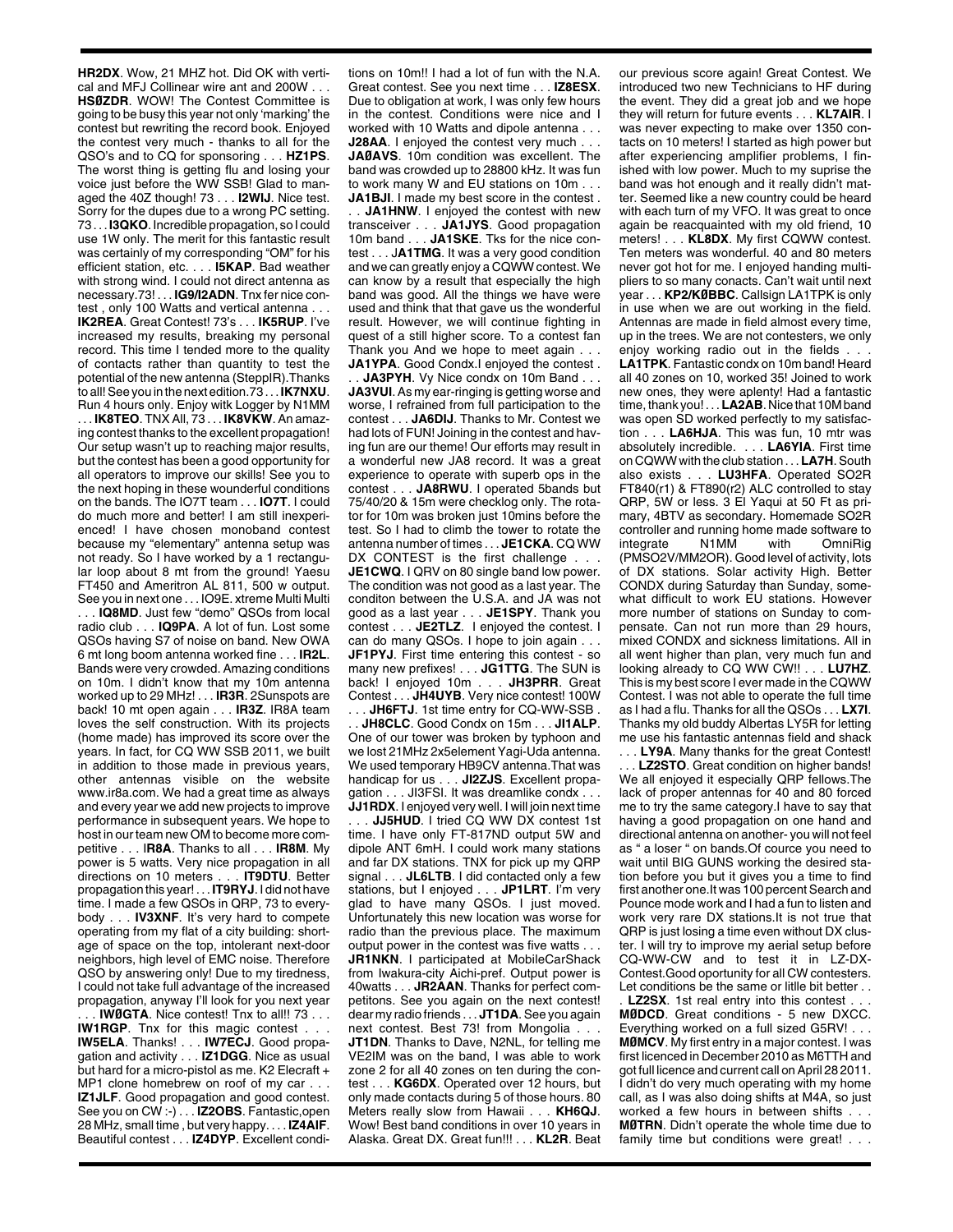**HR2DX**. Wow, 21 MHZ hot. Did OK with vertical and MFJ Collinear wire ant and 200W . . . **HSØZDR**. WOW! The Contest Committee is going to be busy this year not only 'marking' the contest but rewriting the record book. Enjoyed the contest very much - thanks to all for the QSO's and to CQ for sponsoring . . . **HZ1PS**. The worst thing is getting flu and losing your voice just before the WW SSB! Glad to managed the 40Z though! 73 . . . **I2WIJ**. Nice test. Sorry for the dupes due to a wrong PC setting. 73 . . . **I3QKO**. Incredible propagation, so I could use 1W only. The merit for this fantastic result was certainly of my corresponding "OM" for his efficient station, etc. . . . **I5KAP**. Bad weather with strong wind. I could not direct antenna as necessary.73! . . . **IG9/I2ADN**. Tnx fer nice contest , only 100 Watts and vertical antenna . . . **IK2REA**. Great Contest! 73's . . . **IK5RUP**. I've increased my results, breaking my personal record. This time I tended more to the quality of contacts rather than quantity to test the potential of the new antenna (SteppIR).Thanks to all! See you in the next edition.73 . . . **IK7NXU**. Run 4 hours only. Enjoy witk Logger by N1MM . . . **IK8TEO**. TNX All, 73 . . . **IK8VKW**. An amazing contest thanks to the excellent propagation! Our setup wasn't up to reaching major results, but the contest has been a good opportunity for all operators to improve our skills! See you to the next hoping in these wounderful conditions on the bands. The IO7T team . . . **IO7T**. I could do much more and better! I am still inexperienced! I have chosen monoband contest because my "elementary" antenna setup was not ready. So I have worked by a 1 rectangular loop about 8 mt from the ground! Yaesu FT450 and Ameritron AL 811, 500 w output. See you in next one . . . IO9E. xtreme Multi Multi . . . **IQ8MD**. Just few "demo" QSOs from local radio club . . . **IQ9PA**. A lot of fun. Lost some QSOs having S7 of noise on band. New OWA 6 mt long boom antenna worked fine . . . **IR2L**. Bands were very crowded. Amazing conditions on 10m. I didn't know that my 10m antenna worked up to 29 MHz! . . . **IR3R**. 2Sunspots are back! 10 mt open again . . . **IR3Z**. IR8A team loves the self construction. With its projects (home made) has improved its score over the years. In fact, for CQ WW SSB 2011, we built in addition to those made in previous years, other antennas visible on the website www.ir8a.com. We had a great time as always and every year we add new projects to improve performance in subsequent years. We hope to host in our team new OM to become more competitive . . . I**R8A**. Thanks to all . . . **IR8M**. My power is 5 watts. Very nice propagation in all directions on 10 meters . . . **IT9DTU**. Better propagation this year! . . . **IT9RYJ**. I did not have time. I made a few QSOs in QRP, 73 to everybody . . . **IV3XNF**. It's very hard to compete operating from my flat of a city building: shortage of space on the top, intolerant next-door neighbors, high level of EMC noise. Therefore QSO by answering only! Due to my tiredness, I could not take full advantage of the increased propagation, anyway I'll look for you next year . . . **IWØGTA**. Nice contest! Tnx to all!! 73 . . . **IW1RGP**. Tnx for this magic contest . . . **IW5ELA**. Thanks! . . . **IW7ECJ**. Good propagation and activity . . . **IZ1DGG**. Nice as usual but hard for a micro-pistol as me. K2 Elecraft + MP1 clone homebrew on roof of my car . . . **IZ1JLF**. Good propagation and good contest. See you on CW :-) . . . **IZ2OBS**. Fantastic,open 28 MHz, small time , but very happy. . . . **IZ4AIF**. Beautiful contest . . . **IZ4DYP**. Excellent conditions on 10m!! I had a lot of fun with the N.A. Great contest. See you next time . . . **IZ8ESX**. Due to obligation at work, I was only few hours in the contest. Conditions were nice and I worked with 10 Watts and dipole antenna . . . **J28AA**. I enjoyed the contest very much . . . **JAØAVS**. 10m condition was excellent. The band was crowded up to 28800 kHz. It was fun to work many W and EU stations on 10m . . . **JA1BJI**. I made my best score in the contest . . . **JA1HNW**. I enjoyed the contest with new transceiver . . . **JA1JYS**. Good propagation 10m band . . . **JA1SKE**. Tks for the nice contest . . . J**A1TMG**. It was a very good condition and we can greatly enjoy a CQWW contest. We can know by a result that especially the high band was good. All the things we have were used and think that that gave us the wonderful result. However, we will continue fighting in quest of a still higher score. To a contest fan Thank you And we hope to meet again . . . **JA1YPA**. Good Condx.I enjoyed the contest . . . **JA3PYH**. Vy Nice condx on 10m Band . . . **JA3VUI**. As my ear-ringing is getting worse and worse, I refrained from full participation to the contest . . . **JA6DIJ**. Thanks to Mr. Contest we had lots of FUN! Joining in the contest and having fun are our theme! Our efforts may result in a wonderful new JA8 record. It was a great experience to operate with superb ops in the contest . . . **JA8RWU**. I operated 5bands but 75/40/20 & 15m were checklog only. The rotator for 10m was broken just 10mins before the test. So I had to climb the tower to rotate the antenna number of times . . . **JE1CKA**. CQ WW DX CONTEST is the first challenge . . . **JE1CWQ**. I QRV on 80 single band low power. The condition was not good as a last year. The conditon between the U.S.A. and JA was not good as a last year . . . **JE1SPY**. Thank you contest . . . **JE2TLZ**. I enjoyed the contest. I can do many QSOs. I hope to join again . . . **JF1PYJ**. First time entering this contest - so many new prefixes! . . . **JG1TTG**. The SUN is back! I enjoyed 10m . . . **JH3PRR**. Great Contest . . . **JH4UYB**. Very nice contest! 100W . . . **JH6FTJ**. 1st time entry for CQ-WW-SSB . . . **JH8CLC**. Good Condx on 15m . . . **JI1ALP**. One of our tower was broken by typhoon and we lost 21MHz 2x5element Yagi-Uda antenna. We used temporary HB9CV antenna.That was handicap for us . . . **JI2ZJS**. Excellent propagation . . . JI3FSI. It was dreamlike condx . . . **JJ1RDX**. I enjoyed very well. I will join next time . . . **JJ5HUD**. I tried CQ WW DX contest 1st time. I have only FT-817ND output 5W and dipole ANT 6mH. I could work many stations and far DX stations. TNX for pick up my QRP signal . . . **JL6LTB**. I did contacted only a few stations, but I enjoyed . . . **JP1LRT**. I'm very glad to have many QSOs. I just moved. Unfortunately this new location was worse for radio than the previous place. The maximum output power in the contest was five watts . . . **JR1NKN**. I participated at MobileCarShack from Iwakura-city Aichi-pref. Output power is 40watts . . . **JR2AAN**. Thanks for perfect competitons. See you again on the next contest! dear my radio friends . . . **JT1DA**. See you again next contest. Best 73! from Mongolia . . . **JT1DN**. Thanks to Dave, N2NL, for telling me VE2IM was on the band, I was able to work zone 2 for all 40 zones on ten during the contest . . . **KG6DX**. Operated over 12 hours, but only made contacts during 5 of those hours. 80 Meters really slow from Hawaii . . . **KH6QJ**. Wow! Best band conditions in over 10 years in Alaska. Great DX. Great fun!!! . . . **KL2R**. Beat our previous score again! Great Contest. We introduced two new Technicians to HF during the event. They did a great job and we hope they will return for future events . . . **KL7AIR**. I was never expecting to make over 1350 contacts on 10 meters! I started as high power but after experiencing amplifier problems, I finished with low power. Much to my suprise the band was hot enough and it really didn't matter. Seemed like a new country could be heard with each turn of my VFO. It was great to once again be reacquainted with my old friend, 10 meters! . . . **KL8DX**. My first CQWW contest. Ten meters was wonderful. 40 and 80 meters never got hot for me. I enjoyed handing multipliers to so many conacts. Can't wait until next year . . . **KP2/KØBBC**. Callsign LA1TPK is only in use when we are out working in the field. Antennas are made in field almost every time, up in the trees. We are not contesters, we only enjoy working radio out in the fields . . . **LA1TPK**. Fantastic condx on 10m band! Heard all 40 zones on 10, worked 35! Joined to work new ones, they were aplenty! Had a fantastic time, thank you! . . . **LA2AB**. Nice that 10M band was open SD worked perfectly to my satisfaction . . . **LA6HJA**. This was fun, 10 mtr was absolutely incredible. . . . **LA6YIA**. First time on CQWW with the club station . . . **LA7H**. South also exists . . . **LU3HFA**. Operated SO2R FT840(r1) & FT890(r2) ALC controlled to stay QRP, 5W or less. 3 El Yaqui at 50 Ft as primary, 4BTV as secondary. Homemade SO2R controller and running home made software to integrate N1MM with OmniRig (PMSO2V/MM2OR). Good level of activity, lots of DX stations. Solar activity High. Better CONDX during Saturday than Sunday, somewhat difficult to work EU stations. However more number of stations on Sunday to compensate. Can not run more than 29 hours, mixed CONDX and sickness limitations. All in all went higher than plan, very much fun and looking already to CQ WW CW!! . . . **LU7HZ**. This is my best score I ever made in the CQWW Contest. I was not able to operate the full time as I had a flu. Thanks for all the QSOs . . . **LX7I**. Thanks my old buddy Albertas LY5R for letting me use his fantastic antennas field and shack . . . **LY9A**. Many thanks for the great Contest! . . . **LZ2STO**. Great condition on higher bands! We all enjoyed it especially QRP fellows.The lack of proper antennas for 40 and 80 forced me to try the same category.I have to say that having a good propagation on one hand and directional antenna on another- you will not feel as " a loser " on bands.Of cource you need to wait until BIG GUNS working the desired station before you but it gives you a time to find first another one.It was 100 percent Search and Pounce mode work and I had a fun to listen and work very rare DX stations.It is not true that QRP is just losing a time even without DX cluster. I will try to improve my aerial setup before CQ-WW-CW and to test it in LZ-DX-Contest.Good oportunity for all CW contesters. Let conditions be the same or litlle bit better . . . **LZ2SX**. 1st real entry into this contest . . . **MØDCD**. Great conditions - 5 new DXCC. Everything worked on a full sized G5RV! . . . **MØMCV**. My first entry in a major contest. I was first licenced in December 2010 as M6TTH and got full licence and current call on April 28 2011. I didn't do very much operating with my home call, as I was also doing shifts at M4A, so just worked a few hours in between shifts . . . **MØTRN**. Didn't operate the whole time due to family time but conditions were great! . . .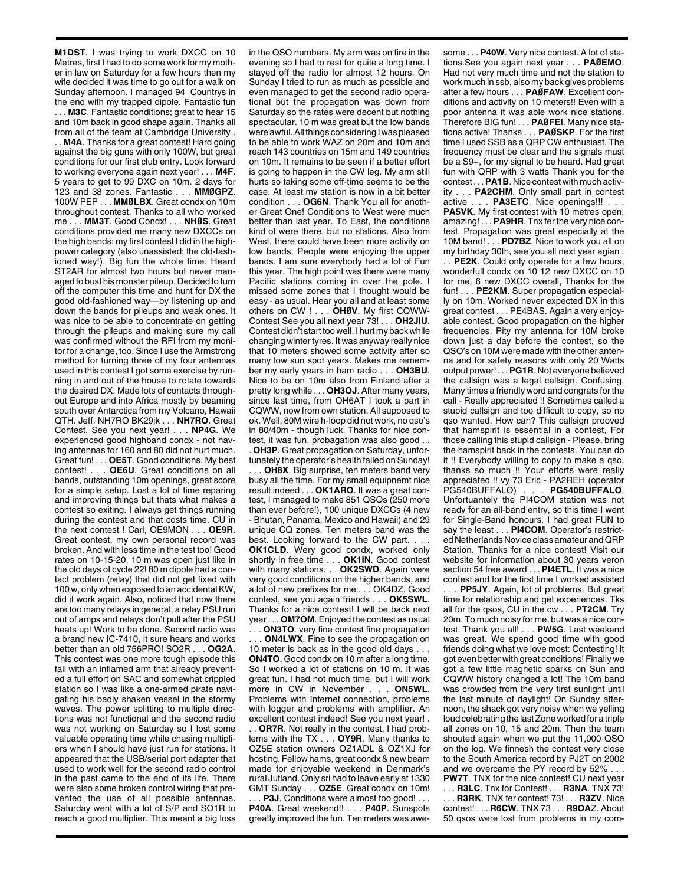**M1DST**. I was trying to work DXCC on 10 Metres, first I had to do some work for my mother in law on Saturday for a few hours then my wife decided it was time to go out for a walk on Sunday afternoon. I managed 94 Countrys in the end with my trapped dipole. Fantastic fun . . . **M3C**. Fantastic conditions; great to hear 15 and 10m back in good shape again. Thanks all from all of the team at Cambridge University . . . **M4A**. Thanks for a great contest! Hard going against the big guns with only 100W, but great conditions for our first club entry. Look forward to working everyone again next year! . . . **M4F**. 5 years to get to 99 DXC on 10m. 2 days for 123 and 38 zones. Fantastic . . . **MMØGPZ**. 100W PEP . . . **MMØLBX**. Great condx on 10m throughout contest. Thanks to all who worked me . . . **MM3T**. Good Condx! . . . **NHØS**. Great conditions provided me many new DXCCs on the high bands; my first contest I did in the high-power category (also unassisted; the old-fashioned way!). Big fun the whole time. Heard ST2AR for almost two hours but never managed to bust his monster pileup. Decided to turn off the computer this time and hunt for DX the good old-fashioned way—by listening up and down the bands for pileups and weak ones. It was nice to be able to concentrate on getting through the pileups and making sure my call was confirmed without the RFI from my monitor for a change, too. Since I use the Armstrong method for turning three of my four antennas used in this contest I got some exercise by running in and out of the house to rotate towards the desired DX. Made lots of contacts throughout Europe and into Africa mostly by beaming south over Antarctica from my Volcano, Hawaii QTH. Jeff, NH7RO BK29jk . . . **NH7RO**. Great Contest. See you next year! . . . **NP4G**. We experienced good highband condx - not having antennas for 160 and 80 did not hurt much. Great fun! . . . **OE5T**. Good conditions. My best contest! . . . **OE6U**. Great conditions on all bands, outstanding 10m openings, great score for a simple setup. Lost a lot of time reparing and improving things but thats what makes a contest so exiting. I always get things running during the contest and that costs time. CU in the next contest ! Carl, OE9MON . . . **OE9R**. Great contest, my own personal record was broken. And with less time in the test too! Good rates on 10-15-20, 10 m was open just like in the old days of cycle 22! 80 m dipole had a contact problem (relay) that did not get fixed with 100 w, only when exposed to an accidental KW, did it work again. Also, noticed that now there are too many relays in general, a relay PSU run out of amps and relays don't pull after the PSU heats up! Work to be done. Second radio was a brand new IC-7410, it sure hears and works better than an old 756PRO! SO2R . . . **OG2A**. This contest was one more tough episode this fall with an inflamed arm that already prevented a full effort on SAC and somewhat crippled station so I was like a one-armed pirate navigating his badly shaken vessel in the stormy waves. The power splitting to multiple directions was not functional and the second radio was not working on Saturday so I lost some valuable operating time while chasing multipliers when I should have just run for stations. It appeared that the USB/serial port adapter that used to work well for the second radio control in the past came to the end of its life. There were also some broken control wiring that prevented the use of all possible antennas. Saturday went with a lot of S/P and SO1R to reach a good multiplier. This meant a big loss in the QSO numbers. My arm was on fire in the evening so I had to rest for quite a long time. I stayed off the radio for almost 12 hours. On Sunday I tried to run as much as possible and even managed to get the second radio operational but the propagation was down from Saturday so the rates were decent but nothing spectacular. 10 m was great but the low bands were awful. All things considering I was pleased to be able to work WAZ on 20m and 10m and reach 143 countries on 15m and 149 countries on 10m. It remains to be seen if a better effort is going to happen in the CW leg. My arm still hurts so taking some off-time seems to be the case. At least my station is now in a bit better condition . . . **OG6N**. Thank You all for another Great One! Conditions to West were much better than last year. To East, the conditions kind of were there, but no stations. Also from West, there could have been more activity on low bands. People were enjoying the upper bands. I am sure everybody had a lot of Fun this year. The high point was there were many Pacific stations coming in over the pole. I missed some zones that I thought would be easy - as usual. Hear you all and at least some others on CW ! . . . **OHØV**. My first CQWW-Contest See you all next year 73! . . . **OH2JIU**. Contest didn't start too well. I hurt my back while changing winter tyres. It was anyway really nice that 10 meters showed some activity after so many low sun spot years. Makes me remember my early years in ham radio . . . **OH3BU**. Nice to be on 10m also from Finland after a pretty long while . . . **OH3OJ**. After many years, since last time, from OH6AT I took a part in CQWW, now from own station. All supposed to ok. Well, 80M wire h-loop did not work, no qso's in 80/40m - though luck. Thanks for nice contest, it was fun, probagation was also good . . . **OH3P**. Great propagation on Saturday, unfortunately the operator's health failed on Sunday! . . . **OH8X**. Big surprise, ten meters band very busy all the time. For my small equipnemt nice result indeed . . . **OK1ARO**. It was a great contest, I managed to make 851 QSOs (250 more than ever before!), 100 unique DXCCs (4 new - Bhutan, Panama, Mexico and Hawaii) and 29 unique CQ zones. Ten meters band was the best. Looking forward to the CW part. . . . **OK1CLD**. Wery good condx, worked only shortly in free time . . . **OK1IN**. Good contest with many stations. . . **OK2SWD**. Again were very good conditions on the higher bands, and a lot of new prefixes for me . . . OK4DZ. Good contest, see you again friends . . . **OK5SWL**. Thanks for a nice contest! I will be back next year . . . **OM7OM**. Enjoyed the contest as usual . . . **ON3TO**. very fine contest fine propagation . . . **ON4LWX**. Fine to see the propagation on 10 meter is back as in the good old days . . . **ON4TO**. Good condx on 10 m after a long time. So I worked a lot of stations on 10 m. It was great fun. I had not much time, but I will work more in CW in November . . . **ON5WL**. Problems with Internet connection, problems with logger and problems with amplifier. An excellent contest indeed! See you next year! . . . **OR7R**. Not really in the contest, I had problems with the TX . . . **OY9R**. Many thanks to OZ5E station owners OZ1ADL & OZ1XJ for hosting. Fellow hams, great condx & new beam made for enjoyable weekend in Denmark's rural Jutland. Only sri had to leave early at 1330 GMT Sunday . . . **OZ5E**. Great condx on 10m! . . . **P3J**. Conditions were almost too good! . . . **P40A**. Great weekend!! . . . **P40P**. Sunspots greatly improved the fun. Ten meters was awesome . . . **P40W**. Very nice contest. A lot of stations.See you again next year . . . **PAØEMO**. Had not very much time and not the station to work much in ssb, also my back gives problems after a few hours . . . **PAØFAW**. Excellent conditions and activity on 10 meters!! Even with a poor antenna it was able work nice stations. Therefore BIG fun! . . . **PAØFEI**. Many nice stations active! Thanks . . . **PAØSKP**. For the first time I used SSB as a QRP CW enthusiast. The frequency must be clear and the signals must be a S9+, for my signal to be heard. Had great fun with QRP with 3 watts Thank you for the contest . . . **PA1B**. Nice contest with much activity . . . **PA2CHM**. Only small part in contest active . . . **PA3ETC**. Nice openings!!! . . . **PA5VK**. My first contest with 10 metres open, amazing! . . . **PA9HR**. Tnx fer the very nice contest. Propagation was great especially at the 10M band! . . . **PD7BZ**. Nice to work you all on my birthday 30th, see you all next year agian . . . **PE2K**. Could only operate for a few hours, wonderfull condx on 10 12 new DXCC on 10 for me, 6 new DXCC overall, Thanks for the fun! . . . **PE2KM**. Super propagation especially on 10m. Worked never expected DX in this great contest . . . PE4BAS. Again a very enjoyable contest. Good propagation on the higher frequencies. Pity my antenna for 10M broke down just a day before the contest, so the QSO's on 10M were made with the other antenna and for safety reasons with only 20 Watts output power! . . . **PG1R**. Not everyone believed the callsign was a legal callsign. Confusing. Many times a friendly word and congrats for the call - Really appreciated !! Sometimes called a stupid callsign and too difficult to copy, so no qso wanted. How can? This callsign prooved that hamspirit is essential in a contest, For those calling this stupid callsign - Please, bring the hamspirit back in the contests. You can do it !! Everybody willing to copy to make a qso, thanks so much !! Your efforts were really appreciated !! vy 73 Eric - PA2REH (operator PG540BUFFALO) . . . **PG540BUFFALO**. Unfortuantely the PI4COM station was not ready for an all-band entry, so this time I went for Single-Band honours. I had great FUN to say the least . . . **PI4COM**. Operator's restricted Netherlands Novice class amateur and QRP Station. Thanks for a nice contest! Visit our website for information about 30 years veron section 54 free award . . . **PI4ETL**. It was a nice contest and for the first time I worked assisted . . . **PP5JY**. Again, lot of problems. But great time for relationship and get experiences. Tks all for the qsos, CU in the cw . . . **PT2CM**. Try 20m. To much noisy for me, but was a nice contest. Thank you all! . . . **PW5G**. Last weekend was great. We spend good time with good friends doing what we love most: Contesting! It got even better with great conditions! Finally we got a few little magnetic sparks on Sun and CQWW history changed a lot! The 10m band was crowded from the very first sunlight until the last minute of daylight! On Sunday afternoon, the shack got very noisy when we yelling loud celebrating the last Zone worked for a triple all zones on 10, 15 and 20m. Then the team shouted again when we put the 11,000 QSO on the log. We finnesh the contest very close to the South America record by PJ2T on 2002 and we overcame the PY record by 52% . . . **PW7T**. TNX for the nice contest! CU next year . . . **R3LC**. Tnx for Contest! . . . **R3NA**. TNX 73! . . . **R3RK**. TNX fer contest! 73! . . . **R3ZV**. Nice contest! . . . **R6CW**. TNX 73 . . . **R9OA**Z. About 50 qsos were lost from problems in my com-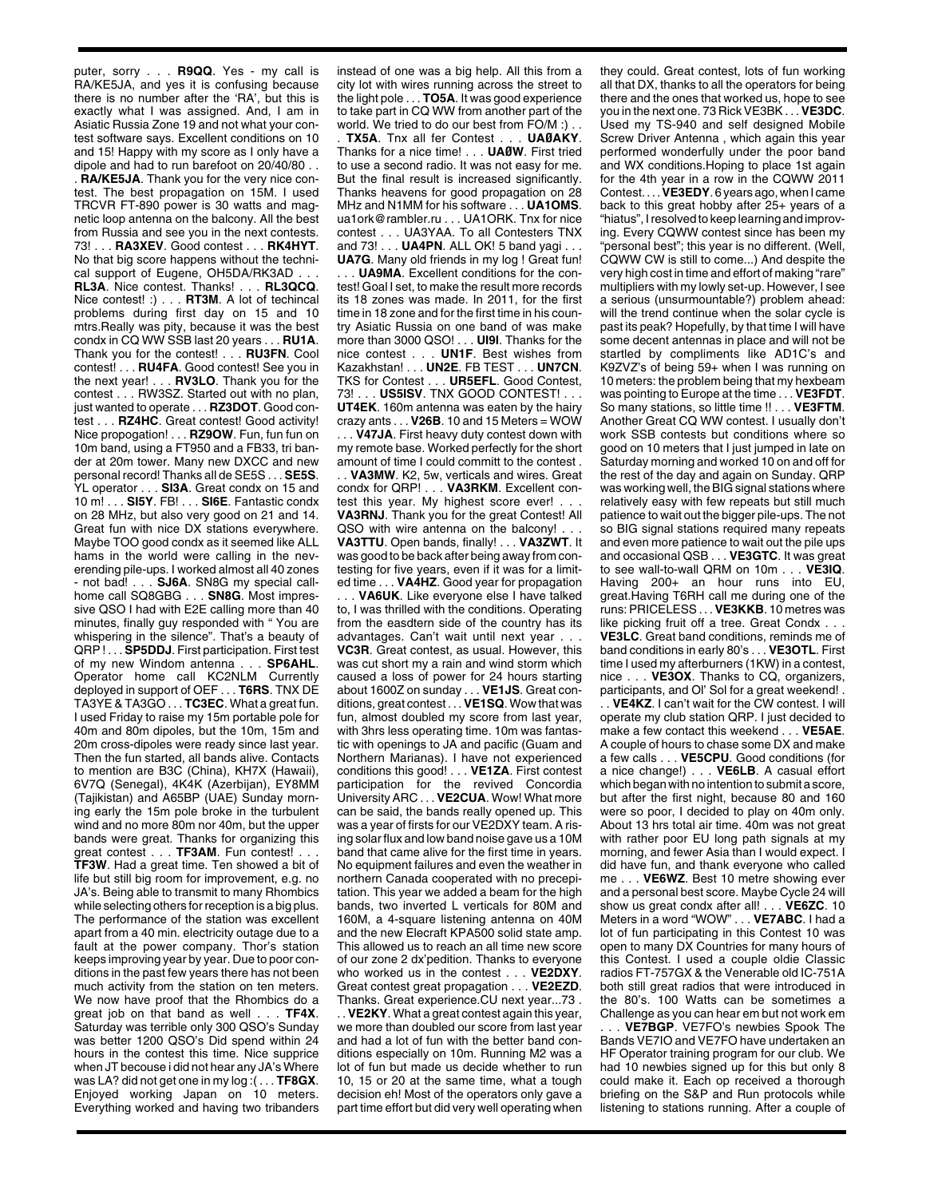puter, sorry . . . **R9QQ**. Yes - my call is RA/KE5JA, and yes it is confusing because there is no number after the 'RA', but this is exactly what I was assigned. And, I am in Asiatic Russia Zone 19 and not what your contest software says. Excellent conditions on 10 and 15! Happy with my score as I only have a dipole and had to run barefoot on 20/40/80 . . . **RA/KE5JA**. Thank you for the very nice contest. The best propagation on 15M. I used TRCVR FT-890 power is 30 watts and magnetic loop antenna on the balcony. All the best from Russia and see you in the next contests. 73! . . . **RA3XEV**. Good contest . . . **RK4HYT**. No this big score happens without the technical support of Eugene, OH5DA/RK3AD . . . **RL3A**. Nice contest. Thanks! . . . **RL3QCQ**. Nice contest! :) . . . **RT3M**. A lot of techincal problems during first day on 15 and 10 mtrs.Really was pity, because it was the best condx in CQ WW SSB last 20 years . . . **RU1A**. Thank you for the contest! . . . **RU3FN**. Cool contest! . . . **RU4FA**. Good contest! See you in the next year! . . . **RV3LO**. Thank you for the contest . . . RW3SZ. Started out with no plan, just wanted to operate . . . **RZ3DOT**. Good contest . . . **RZ4HC**. Great contest! Good activity! Nice propogation! . . . **RZ9OW**. Fun, fun fun on 10m band, using a FT950 and a FB33, tri bander at 20m tower. Many new DXCC and new personal record! Thanks all de SE5S . . . **SE5S**. YL operator . . . **SI3A**. Great condx on 15 and 10 m! . . . **SI5Y**. FB! . . . **SI6E**. Fantastic condx on 28 MHz, but also very good on 21 and 14. Great fun with nice DX stations everywhere. Maybe TOO good condx as it seemed like ALL hams in the world were calling in the neverending pile-ups. I worked almost all 40 zones - not bad! . . . **SJ6A**. SN8G my special callhome call SQ8GBG . . . **SN8G**. Most impressive QSO I had with E2E calling more than 40 minutes, finally guy responded with " You are whispering in the silence". That's a beauty of QRP ! . . . **SP5DDJ**. First participation. First test of my new Windom antenna . . . **SP6AHL**. Operator home call KC2NLM Currently deployed in support of OEF . . . **T6RS**. TNX DE TA3YE & TA3GO . . . **TC3EC**. What a great fun. I used Friday to raise my 15m portable pole for 40m and 80m dipoles, but the 10m, 15m and 20m cross-dipoles were ready since last year. Then the fun started, all bands alive. Contacts to mention are B3C (China), KH7X (Hawaii), 6V7Q (Senegal), 4K4K (Azerbijan), EY8MM (Tajikistan) and A65BP (UAE) Sunday morning early the 15m pole broke in the turbulent wind and no more 80m nor 40m, but the upper bands were great. Thanks for organizing this great contest . . . **TF3AM**. Fun contest! . . . **TF3W**. Had a great time. Ten showed a bit of life but still big room for improvement, e.g. no JA's. Being able to transmit to many Rhombics while selecting others for reception is a big plus. The performance of the station was excellent apart from a 40 min. electricity outage due to a fault at the power company. Thor's station keeps improving year by year. Due to poor conditions in the past few years there has not been much activity from the station on ten meters. We now have proof that the Rhombics do a great job on that band as well . . . **TF4X**. Saturday was terrible only 300 QSO's Sunday was better 1200 QSO's Did spend within 24 hours in the contest this time. Nice supprice when JT becouse i did not hear any JA's Where was LA? did not get one in my log :( . . . **TF8GX**. Enjoyed working Japan on 10 meters. Everything worked and having two tribanders instead of one was a big help. All this from a city lot with wires running across the street to the light pole . . . **TO5A**. It was good experience to take part in CQ WW from another part of the world. We tried to do our best from FO/M :) . . . **TX5A**. Tnx all fer Contest . . . **UAØAKY**. Thanks for a nice time! . . . **UAØW**. First tried to use a second radio. It was not easy for me. But the final result is increased significantly. Thanks heavens for good propagation on 28 MHz and N1MM for his software . . . **UA1OMS**. ua1ork@rambler.ru . . . UA1ORK. Tnx for nice contest . . . UA3YAA. To all Contesters TNX and 73! . . . **UA4PN**. ALL OK! 5 band yagi . . . **UA7G**. Many old friends in my log ! Great fun! . . . **UA9MA**. Excellent conditions for the contest! Goal I set, to make the result more records its 18 zones was made. In 2011, for the first time in 18 zone and for the first time in his country Asiatic Russia on one band of was make more than 3000 QSO! . . . **UI9I**. Thanks for the nice contest . . . **UN1F**. Best wishes from Kazakhstan! . . . **UN2E**. FB TEST . . . **UN7CN**. TKS for Contest . . . **UR5EFL**. Good Contest, 73! . . . **US5ISV**. TNX GOOD CONTEST! . . . **UT4EK**. 160m antenna was eaten by the hairy crazy ants . . . **V26B**. 10 and 15 Meters = WOW . . . **V47JA**. First heavy duty contest down with my remote base. Worked perfectly for the short amount of time I could committ to the contest . . . **VA3MW**. K2, 5w, verticals and wires. Great condx for QRP! . . . **VA3RKM**. Excellent contest this year. My highest score ever! . . . **VA3RNJ**. Thank you for the great Contest! All QSO with wire antenna on the balcony! . . . **VA3TTU**. Open bands, finally! . . . **VA3ZWT**. It was good to be back after being away from contesting for five years, even if it was for a limited time . . . **VA4HZ**. Good year for propagation . . . **VA6UK**. Like everyone else I have talked to, I was thrilled with the conditions. Operating from the easdtern side of the country has its advantages. Can't wait until next year . . . **VC3R**. Great contest, as usual. However, this was cut short my a rain and wind storm which caused a loss of power for 24 hours starting about 1600Z on sunday . . . **VE1JS**. Great conditions, great contest . . . **VE1SQ**. Wow that was fun, almost doubled my score from last year, with 3hrs less operating time. 10m was fantastic with openings to JA and pacific (Guam and Northern Marianas). I have not experienced conditions this good! . . . **VE1ZA**. First contest participation for the revived Concordia University ARC . . . **VE2CUA**. Wow! What more can be said, the bands really opened up. This was a year of firsts for our VE2DXY team. A rising solar flux and low band noise gave us a 10M band that came alive for the first time in years. No equipment failures and even the weather in northern Canada cooperated with no precepitation. This year we added a beam for the high bands, two inverted L verticals for 80M and 160M, a 4-square listening antenna on 40M and the new Elecraft KPA500 solid state amp. This allowed us to reach an all time new score of our zone 2 dx'pedition. Thanks to everyone who worked us in the contest . . . **VE2DXY**. Great contest great propagation . . . **VE2EZD**. Thanks. Great experience.CU next year...73 . . . **VE2KY**. What a great contest again this year, we more than doubled our score from last year and had a lot of fun with the better band conditions especially on 10m. Running M2 was a lot of fun but made us decide whether to run 10 15 or 20 at the same time, what a tough decision eh! Most of the operators only gave a part time effort but did very well operating when they could. Great contest, lots of fun working all that DX, thanks to all the operators for being there and the ones that worked us, hope to see you in the next one. 73 Rick VE3BK . . . **VE3DC**. Used my TS-940 and self designed Mobile Screw Driver Antenna , which again this year performed wonderfully under the poor band and WX conditions.Hoping to place 1st again for the 4th year in a row in the CQWW 2011 Contest. . . . **VE3EDY**. 6 years ago, when I came back to this great hobby after 25+ years of a "hiatus", I resolved to keep learning and improving. Every CQWW contest since has been my "personal best"; this year is no different. (Well, CQWW CW is still to come...) And despite the very high cost in time and effort of making "rare" multipliers with my lowly set-up. However, I see a serious (unsurmountable?) problem ahead: will the trend continue when the solar cycle is past its peak? Hopefully, by that time I will have some decent antennas in place and will not be startled by compliments like AD1C's and K9ZVZ's of being 59+ when I was running on 10 meters: the problem being that my hexbeam was pointing to Europe at the time . . . **VE3FDT**. So many stations, so little time !! . . . **VE3FTM**. Another Great CQ WW contest. I usually don't work SSB contests but conditions where so good on 10 meters that I just jumped in late on Saturday morning and worked 10 on and off for the rest of the day and again on Sunday. QRP was working well, the BIG signal stations where relatively easy with few repeats but still much patience to wait out the bigger pile-ups. The not so BIG signal stations required many repeats and even more patience to wait out the pile ups and occasional QSB . . . **VE3GTC**. It was great to see wall-to-wall QRM on 10m . . . **VE3IQ**. Having 200+ an hour runs into EU, great.Having T6RH call me during one of the runs: PRICELESS . . . **VE3KKB**. 10 metres was like picking fruit off a tree. Great Condx . . . **VE3LC**. Great band conditions, reminds me of band conditions in early 80's . . . **VE3OTL**. First time I used my afterburners (1KW) in a contest, nice . . . **VE3OX**. Thanks to CQ, organizers, participants, and Ol' Sol for a great weekend! . . . **VE4KZ**. I can't wait for the CW contest. I will operate my club station QRP. I just decided to make a few contact this weekend . . . **VE5AE**. A couple of hours to chase some DX and make a few calls . . . **VE5CPU**. Good conditions (for a nice change!) . . . **VE6LB**. A casual effort which began with no intention to submit a score, but after the first night, because 80 and 160 were so poor, I decided to play on 40m only. About 13 hrs total air time. 40m was not great with rather poor EU long path signals at my morning, and fewer Asian than I would expect. I did have fun, and thank everyone who called me . . . **VE6WZ**. Best 10 metre showing ever and a personal best score. Maybe Cycle 24 will show us great condx after all! . . . **VE6ZC**. 10 Meters in a word "WOW" . . . **VE7ABC**. I had a lot of fun participating in this Contest 10 was open to many DX Countries for many hours of this Contest. I used a couple oldie Classic radios FT-757GX & the Venerable old IC-751A both still great radios that were introduced in the 80's. 100 Watts can be sometimes a Challenge as you can hear em but not work em . . . **VE7BGP**. VE7FO's newbies Spook The Bands VE7IO and VE7FO have undertaken an HF Operator training program for our club. We had 10 newbies signed up for this but only 8 could make it. Each op received a thorough briefing on the S&P and Run protocols while listening to stations running. After a couple of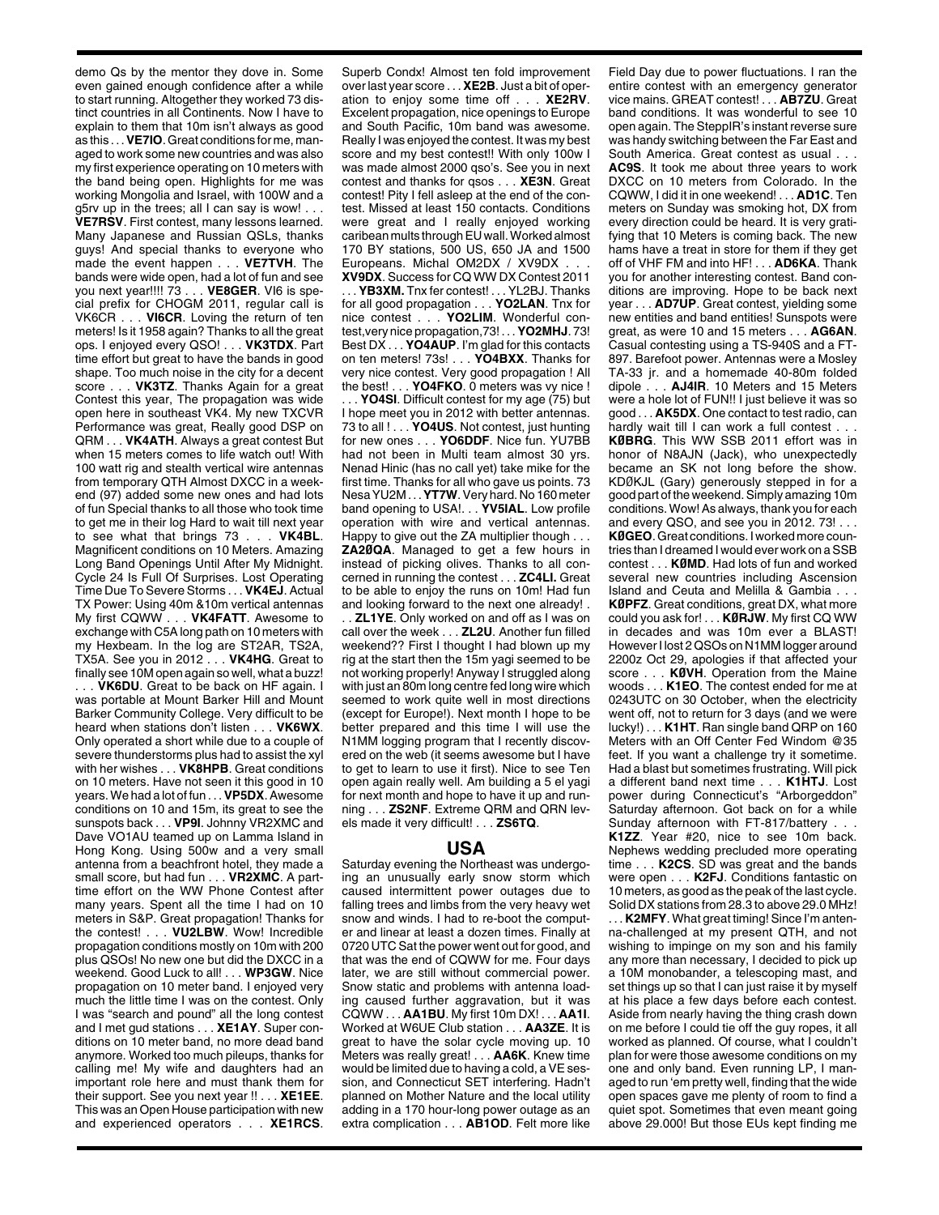demo Qs by the mentor they dove in. Some even gained enough confidence after a while to start running. Altogether they worked 73 distinct countries in all Continents. Now I have to explain to them that 10m isn't always as good as this . . . **VE7IO**. Great conditions for me, managed to work some new countries and was also my first experience operating on 10 meters with the band being open. Highlights for me was working Mongolia and Israel, with 100W and a g5rv up in the trees; all I can say is wow! . . . **VE7RSV**. First contest, many lessons learned. Many Japanese and Russian QSLs, thanks guys! And special thanks to everyone who made the event happen . . . **VE7TVH**. The bands were wide open, had a lot of fun and see you next year!!!! 73 . . . **VE8GER**. VI6 is special prefix for CHOGM 2011, regular call is VK6CR . . . **VI6CR**. Loving the return of ten meters! Is it 1958 again? Thanks to all the great ops. I enjoyed every QSO! . . . **VK3TDX**. Part time effort but great to have the bands in good shape. Too much noise in the city for a decent score . . . **VK3TZ**. Thanks Again for a great Contest this year, The propagation was wide open here in southeast VK4. My new TXCVR Performance was great, Really good DSP on QRM . . . **VK4ATH**. Always a great contest But when 15 meters comes to life watch out! With 100 watt rig and stealth vertical wire antennas from temporary QTH Almost DXCC in a weekend (97) added some new ones and had lots of fun Special thanks to all those who took time to get me in their log Hard to wait till next year to see what that brings 73 . . . **VK4BL**. Magnificent conditions on 10 Meters. Amazing Long Band Openings Until After My Midnight. Cycle 24 Is Full Of Surprises. Lost Operating Time Due To Severe Storms . . . **VK4EJ**. Actual TX Power: Using 40m &10m vertical antennas My first CQWW . . . **VK4FATT**. Awesome to exchange with C5A long path on 10 meters with my Hexbeam. In the log are ST2AR, TS2A, TX5A. See you in 2012 . . . **VK4HG**. Great to finally see 10M open again so well, what a buzz! . . . **VK6DU**. Great to be back on HF again. I was portable at Mount Barker Hill and Mount Barker Community College. Very difficult to be heard when stations don't listen . . . **VK6WX**. Only operated a short while due to a couple of severe thunderstorms plus had to assist the xyl with her wishes . . . **VK8HPB**. Great conditions on 10 meters. Have not seen it this good in 10 years. We had a lot of fun . . . **VP5DX**. Awesome conditions on 10 and 15m, its great to see the sunspots back . . . **VP9I**. Johnny VR2XMC and Dave VO1AU teamed up on Lamma Island in Hong Kong. Using 500w and a very small antenna from a beachfront hotel, they made a small score, but had fun . . . **VR2XMC**. A part-time effort on the WW Phone Contest after many years. Spent all the time I had on 10 meters in S&P. Great propagation! Thanks for the contest! . . . **VU2LBW**. Wow! Incredible propagation conditions mostly on 10m with 200 plus QSOs! No new one but did the DXCC in a weekend. Good Luck to all! . . . **WP3GW**. Nice propagation on 10 meter band. I enjoyed very much the little time I was on the contest. Only I was "search and pounce" all the long contest and I met gud stations . . . **XE1AY**. Super conditions on 10 meter band, no more dead band anymore. Worked too much pileups, thanks for calling me! My wife and daughters had an important role here and must thank them for their support. See you next year !! . . . **XE1EE**. This was an Open House participation with new and experienced operators . . . **XE1RCS**. Superb Condx! Almost ten fold improvement over last year score . . . **XE2B**. Just a bit of operation to enjoy some time off . . . **XE2RV**. Excelent propagation, nice openings to Europe and South Pacific, 10m band was awesome. Really I was enjoyed the contest. It was my best score and my best contest!! With only 100w I was made almost 2000 qso's. See you in next contest and thanks for qsos . . . **XE3N**. Great contest! Pity I fell asleep at the end of the contest. Missed at least 150 contacts. Conditions were great and I really enjoyed working caribean mults through EU wall. Worked almost 170 BY stations, 500 US, 650 JA and 1500 Europeans. Michal OM2DX / XV9DX . . . **XV9DX**. Success for CQ WW DX Contest 2011 . . . **YB3XM.** Tnx fer contest! . . . YL2BJ. Thanks for all good propagation . . . **YO2LAN**. Tnx for nice contest . . . **YO2LIM**. Wonderful contest,very nice propagation,73! . . . **YO2MHJ**. 73! Best DX . . . **YO4AUP**. I'm glad for this contacts on ten meters! 73s! . . . **YO4BXX**. Thanks for very nice contest. Very good propagation ! All the best! . . . **YO4FKO**. 0 meters was vy nice ! . . . **YO4SI**. Difficult contest for my age (75) but I hope meet you in 2012 with better antennas. 73 to all ! . . . **YO4US**. Not contest, just hunting for new ones . . . **YO6DDF**. Nice fun. YU7BB had not been in Multi team almost 30 yrs. Nenad Hinic (has no call yet) take mike for the first time. Thanks for all who gave us points. 73 Nesa YU2M . . . **YT7W**. Very hard. No 160 meter band opening to USA!. . . **YV5IAL**. Low profile operation with wire and vertical antennas. Happy to give out the ZA multiplier though . . . **ZA2ØQA**. Managed to get a few hours in instead of picking olives. Thanks to all concerned in running the contest . . . **ZC4LI.** Great to be able to enjoy the runs on 10m! Had fun and looking forward to the next one already! . . . **ZL1YE**. Only worked on and off as I was on call over the week . . . **ZL2U**. Another fun filled weekend?? First I thought I had blown up my rig at the start then the 15m yagi seemed to be not working properly! Anyway I struggled along with just an 80m long centre fed long wire which seemed to work quite well in most directions (except for Europe!). Next month I hope to be better prepared and this time I will use the N1MM logging program that I recently discovered on the web (it seems awesome but I have to get to learn to use it first). Nice to see Ten open again really well. Am building a 5 el yagi for next month and hope to have it up and running . . . **ZS2NF**. Extreme QRM and QRN levels made it very difficult! . . . **ZS6TQ**.

## USA

Saturday evening the Northeast was undergoing an unusually early snow storm which caused intermittent power outages due to falling trees and limbs from the very heavy wet snow and winds. I had to re-boot the computer and linear at least a dozen times. Finally at 0720 UTC Sat the power went out for good, and that was the end of CQWW for me. Four days later, we are still without commercial power. Snow static and problems with antenna loading caused further aggravation, but it was CQWW . . . **AA1BU**. My first 10m DX! . . . **AA1I**. Worked at W6UE Club station . . . **AA3ZE**. It is great to have the solar cycle moving up. 10 Meters was really great! . . . **AA6K**. Knew time would be limited due to having a cold, a VE session, and Connecticut SET interfering. Hadn't planned on Mother Nature and the local utility adding in a 170 hour-long power outage as an extra complication . . . **AB1OD**. Felt more like Field Day due to power fluctuations. I ran the entire contest with an emergency generator vice mains. GREAT contest! . . . **AB7ZU**. Great band conditions. It was wonderful to see 10 open again. The SteppIR's instant reverse sure was handy switching between the Far East and South America. Great contest as usual . . . **AC9S**. It took me about three years to work DXCC on 10 meters from Colorado. In the CQWW, I did it in one weekend! . . . **AD1C**. Ten meters on Sunday was smoking hot, DX from every direction could be heard. It is very gratifying that 10 Meters is coming back. The new hams have a treat in store for them if they get off of VHF FM and into HF! . . . **AD6KA**. Thank you for another interesting contest. Band conditions are improving. Hope to be back next year . . . **AD7UP**. Great contest, yielding some new entities and band entities! Sunspots were great, as were 10 and 15 meters . . . **AG6AN**. Casual contesting using a TS-940S and a FT-897. Barefoot power. Antennas were a Mosley TA-33 jr. and a homemade 40-80m folded dipole . . . **AJ4IR**. 10 Meters and 15 Meters were a hole lot of FUN!! I just believe it was so good . . . **AK5DX**. One contact to test radio, can hardly wait till I can work a full contest . . . **KØBRG**. This WW SSB 2011 effort was in honor of N8AJN (Jack), who unexpectedly became an SK not long before the show. KDØKJL (Gary) generously stepped in for a good part of the weekend. Simply amazing 10m conditions. Wow! As always, thank you for each and every QSO, and see you in 2012. 73! . . . **KØGEO**. Great conditions. I worked more countries than I dreamed I would ever work on a SSB contest . . . **KØMD**. Had lots of fun and worked several new countries including Ascension Island and Ceuta and Melilla & Gambia . . . **KØPFZ**. Great conditions, great DX, what more could you ask for! . . . **KØRJW**. My first CQ WW in decades and was 10m ever a BLAST! However I lost 2 QSOs on N1MM logger around 2200z Oct 29, apologies if that affected your score . . . **KØVH**. Operation from the Maine woods . . . **K1EO**. The contest ended for me at 0243UTC on 30 October, when the electricity went off, not to return for 3 days (and we were lucky!) . . . **K1HT**. Ran single band QRP on 160 Meters with an Off Center Fed Windom @35 feet. If you want a challenge try it sometime. Had a blast but sometimes frustrating. Will pick a different band next time . . . **K1HTJ**. Lost power during Connecticut's "Arborgeddon" Saturday afternoon. Got back on for a while Sunday afternoon with FT-817/battery . . . **K1ZZ**. Year #20, nice to see 10m back. Nephews wedding precluded more operating time . . . **K2CS**. SD was great and the bands were open . . . **K2FJ**. Conditions fantastic on 10 meters, as good as the peak of the last cycle. Solid DX stations from 28.3 to above 29.0 MHz! . . . **K2MFY**. What great timing! Since I'm antenna-challenged at my present QTH, and not wishing to impinge on my son and his family any more than necessary, I decided to pick up a 10M monobander, a telescoping mast, and set things up so that I can just raise it by myself at his place a few days before each contest. Aside from nearly having the thing crash down on me before I could tie off the guy ropes, it all worked as planned. Of course, what I couldn't plan for were those awesome conditions on my one and only band. Even running LP, I managed to run 'em pretty well, finding that the wide open spaces gave me plenty of room to find a quiet spot. Sometimes that even meant going above 29.000! But those EUs kept finding me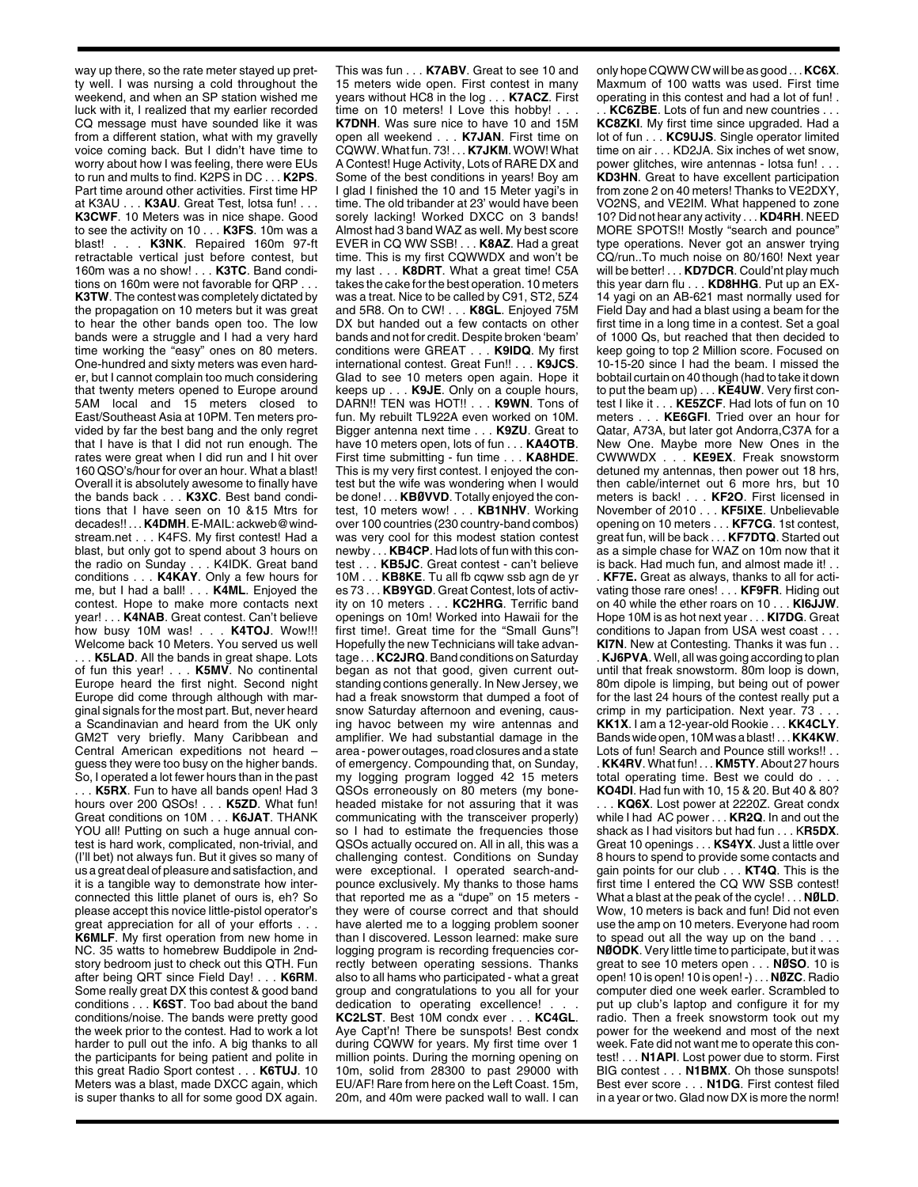way up there, so the rate meter stayed up pretty well. I was nursing a cold throughout the weekend, and when an SP station wished me luck with it, I realized that my earlier recorded CQ message must have sounded like it was from a different station, what with my gravelly voice coming back. But I didn't have time to worry about how I was feeling, there were EUs to run and mults to find. K2PS in DC . . . **K2PS**. Part time around other activities. First time HP at K3AU . . . **K3AU**. Great Test, lotsa fun! . . . **K3CWF**. 10 Meters was in nice shape. Good to see the activity on 10 . . . **K3FS**. 10m was a blast! . . . **K3NK**. Repaired 160m 97-ft retractable vertical just before contest, but 160m was a no show! . . . **K3TC**. Band conditions on 160m were not favorable for QRP . . . **K3TW**. The contest was completely dictated by the propagation on 10 meters but it was great to hear the other bands open too. The low bands were a struggle and I had a very hard time working the "easy" ones on 80 meters. One-hundred and sixty meters was even harder, but I cannot complain too much considering that twenty meters opened to Europe around 5AM local and 15 meters closed to East/Southeast Asia at 10PM. Ten meters provided by far the best bang and the only regret that I have is that I did not run enough. The rates were great when I did run and I hit over 160 QSO's/hour for over an hour. What a blast! Overall it is absolutely awesome to finally have the bands back . . . **K3XC**. Best band conditions that I have seen on 10 &15 Mtrs for decades!! . . . **K4DMH**. E-MAIL: ackweb@windstream.net . . . K4FS. My first contest! Had a blast, but only got to spend about 3 hours on the radio on Sunday . . . K4IDK. Great band conditions . . . **K4KAY**. Only a few hours for me, but I had a ball! . . . **K4ML**. Enjoyed the contest. Hope to make more contacts next year! . . . **K4NAB**. Great contest. Can't believe how busy 10M was! . . . **K4TOJ**. Wow!!! Welcome back 10 Meters. You served us well . . . **K5LAD**. All the bands in great shape. Lots of fun this year! . . . **K5MV**. No continental Europe heard the first night. Second night Europe did come through although with marginal signals for the most part. But, never heard a Scandinavian and heard from the UK only GM2T very briefly. Many Caribbean and Central American expeditions not heard – guess they were too busy on the higher bands. So, I operated a lot fewer hours than in the past . . . **K5RX**. Fun to have all bands open! Had 3 hours over 200 QSOs! . . . **K5ZD**. What fun! Great conditions on 10M . . . **K6JAT**. THANK YOU all! Putting on such a huge annual contest is hard work, complicated, non-trivial, and (I'll bet) not always fun. But it gives so many of us a great deal of pleasure and satisfaction, and it is a tangible way to demonstrate how interconnected this little planet of ours is, eh? So please accept this novice little-pistol operator's great appreciation for all of your efforts . . . **K6MLF**. My first operation from new home in NC. 35 watts to homebrew Buddipole in 2nd-story bedroom just to check out this QTH. Fun after being QRT since Field Day! . . . **K6RM**. Some really great DX this contest & good band conditions . . . **K6ST**. Too bad about the band conditions/noise. The bands were pretty good the week prior to the contest. Had to work a lot harder to pull out the info. A big thanks to all the participants for being patient and polite in this great Radio Sport contest . . . **K6TUJ**. 10 Meters was a blast, made DXCC again, which is super thanks to all for some good DX again. This was fun . . . **K7ABV**. Great to see 10 and 15 meters wide open. First contest in many years without HC8 in the log . . . **K7ACZ**. First time on 10 meters! I Love this hobby! . . . **K7DNH**. Was sure nice to have 10 and 15M open all weekend . . . **K7JAN**. First time on CQWW. What fun. 73! . . . **K7JKM**. WOW! What A Contest! Huge Activity, Lots of RARE DX and Some of the best conditions in years! Boy am I glad I finished the 10 and 15 Meter yagi's in time. The old tribander at 23' would have been sorely lacking! Worked DXCC on 3 bands! Almost had 3 band WAZ as well. My best score EVER in CQ WW SSB! . . . **K8AZ**. Had a great time. This is my first CQWWDX and won't be my last . . . **K8DRT**. What a great time! C5A takes the cake for the best operation. 10 meters was a treat. Nice to be called by C91, ST2, 5Z4 and 5R8. On to CW! . . . **K8GL**. Enjoyed 75M DX but handed out a few contacts on other bands and not for credit. Despite broken 'beam' conditions were GREAT . . . **K9IDQ**. My first international contest. Great Fun!! . . . **K9JCS**. Glad to see 10 meters open again. Hope it keeps up . . . **K9JE**. Only on a couple hours, DARN!! TEN was HOT!! . . . **K9WN**. Tons of fun. My rebuilt TL922A even worked on 10M. Bigger antenna next time . . . **K9ZU**. Great to have 10 meters open, lots of fun . . . **KA4OTB**. First time submitting - fun time . . . **KA8HDE**. This is my very first contest. I enjoyed the contest but the wife was wondering when I would be done! . . . **KBØVVD**. Totally enjoyed the contest, 10 meters wow! . . . **KB1NHV**. Working over 100 countries (230 country-band combos) was very cool for this modest station contest newby . . . **KB4CP**. Had lots of fun with this contest . . . **KB5JC**. Great contest - can't believe 10M . . . **KB8KE**. Tu all fb cqww ssb agn de yr es 73 . . . **KB9YGD**. Great Contest, lots of activity on 10 meters . . . **KC2HRG**. Terrific band openings on 10m! Worked into Hawaii for the first time!. Great time for the "Small Guns"! Hopefully the new Technicians will take advantage . . . **KC2JRQ**. Band conditions on Saturday began as not that good, given current outstanding contions generally. In New Jersey, we had a freak snowstorm that dumped a foot of snow Saturday afternoon and evening, causing havoc between my wire antennas and amplifier. We had substantial damage in the area - power outages, road closures and a state of emergency. Compounding that, on Sunday, my logging program logged 42 15 meters QSOs erroneously on 80 meters (my boneheaded mistake for not assuring that it was communicating with the transceiver properly) so I had to estimate the frequencies those QSOs actually occured on. All in all, this was a challenging contest. Conditions on Sunday were exceptional. I operated search-and-pounce exclusively. My thanks to those hams that reported me as a "dupe" on 15 meters - they were of course correct and that should have alerted me to a logging problem sooner than I discovered. Lesson learned: make sure logging program is recording frequencies correctly between operating sessions. Thanks also to all hams who participated - what a great group and congratulations to you all for your dedication to operating excellence! . . . **KC2LST**. Best 10M condx ever . . . **KC4GL**. Aye Capt'n! There be sunspots! Best condx during CQWW for years. My first time over 1 million points. During the morning opening on 10m, solid from 28300 to past 29000 with EU/AF! Rare from here on the Left Coast. 15m, 20m, and 40m were packed wall to wall. I can only hope CQWW CW will be as good . . . **KC6X**. Maxmum of 100 watts was used. First time operating in this contest and had a lot of fun! . . . **KC6ZBE**. Lots of fun and new countries . . . **KC8ZKI**. My first time since upgraded. Had a lot of fun . . . **KC9UJS**. Single operator limited time on air . . . KD2JA. Six inches of wet snow, power glitches, wire antennas - lotsa fun! . . . **KD3HN**. Great to have excellent participation from zone 2 on 40 meters! Thanks to VE2DXY, VO2NS, and VE2IM. What happened to zone 10? Did not hear any activity . . . **KD4RH**. NEED MORE SPOTS!! Mostly "search and pounce" type operations. Never got an answer trying CQ/run..To much noise on 80/160! Next year will be better! . . . **KD7DCR**. Could'nt play much this year darn flu . . . **KD8HHG**. Put up an EX-14 yagi on an AB-621 mast normally used for Field Day and had a blast using a beam for the first time in a long time in a contest. Set a goal of 1000 Qs, but reached that then decided to keep going to top 2 Million score. Focused on 10-15-20 since I had the beam. I missed the bobtail curtain on 40 though (had to take it down to put the beam up) . . . **KE4UW**. Very first contest I like it . . . **KE5ZCF**. Had lots of fun on 10 meters . . . **KE6GFI**. Tried over an hour for Qatar, A73A, but later got Andorra,C37A for a New One. Maybe more New Ones in the CWWWDX . . . **KE9EX**. Freak snowstorm detuned my antennas, then power out 18 hrs, then cable/internet out 6 more hrs, but 10 meters is back! . . . **KF2O**. First licensed in November of 2010 . . . **KF5IXE**. Unbelievable opening on 10 meters . . . **KF7CG**. 1st contest, great fun, will be back . . . **KF7DTQ**. Started out as a simple chase for WAZ on 10m now that it is back. Had much fun, and almost made it! . . . **KF7E.** Great as always, thanks to all for activating those rare ones! . . . **KF9FR**. Hiding out on 40 while the ether roars on 10 . . . **KI6JJW**. Hope 10M is as hot next year . . . **KI7DG**. Great conditions to Japan from USA west coast . . . **KI7N**. New at Contesting. Thanks it was fun . . . **KJ6PVA**. Well, all was going according to plan until that freak snowstorm. 80m loop is down, 80m dipole is limping, but being out of power for the last 24 hours of the contest really put a crimp in my participation. Next year. 73 . . . **KK1X**. I am a 12-year-old Rookie . . . **KK4CLY**. Bands wide open, 10M was a blast! . . . **KK4KW**. Lots of fun! Search and Pounce still works!! . . . **KK4RV**. What fun! . . . **KM5TY**. About 27 hours total operating time. Best we could do . . . **KO4DI**. Had fun with 10, 15 & 20. But 40 & 80? . . . **KQ6X**. Lost power at 2220Z. Great condx while I had AC power . . . **KR2Q**. In and out the shack as I had visitors but had fun . . . **KR5DX**. Great 10 openings . . . **KS4YX**. Just a little over 8 hours to spend to provide some contacts and gain points for our club . . . **KT4Q**. This is the first time I entered the CQ WW SSB contest! What a blast at the peak of the cycle! . . . **NØLD**. Wow, 10 meters is back and fun! Did not even use the amp on 10 meters. Everyone had room to spread out all the way up on the band . . . **NØODK**. Very little time to participate, but it was great to see 10 meters open . . . **NØSO**. 10 is open! 10 is open! 10 is open! -) . . . **NØZC**. Radio computer died one week earler. Scrambled to put up club's laptop and configure it for my radio. Then a freek snowstorm took out my power for the weekend and most of the next week. Fate did not want me to operate this contest! . . . **N1API**. Lost power due to storm. First BIG contest . . . **N1BMX**. Oh those sunspots! Best ever score . . . **N1DG**. First contest filed in a year or two. Glad now DX is more the norm!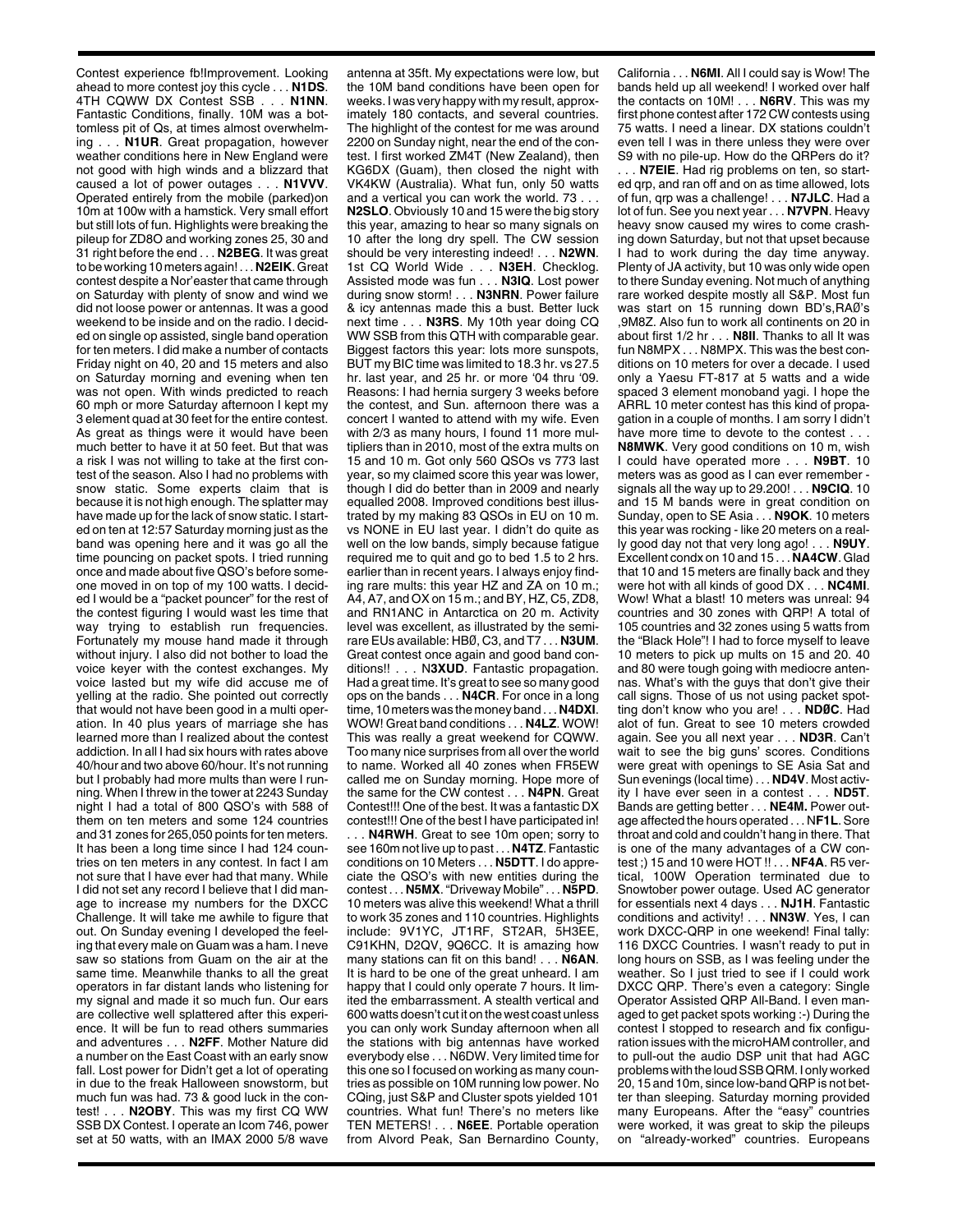Contest experience fb!Improvement. Looking ahead to more contest joy this cycle . . . **N1DS**. 4TH CQWW DX Contest SSB . . . **N1NN**. Fantastic Conditions, finally. 10M was a bottomless pit of Qs, at times almost overwhelming . . . **N1UR**. Great propagation, however weather conditions here in New England were not good with high winds and a blizzard that caused a lot of power outages . . . **N1VVV**. Operated entirely from the mobile (parked)on 10m at 100w with a hamstick. Very small effort but still lots of fun. Highlights were breaking the pileup for ZD8O and working zones 25, 30 and 31 right before the end . . . **N2BEG**. It was great to be working 10 meters again! . . . **N2EIK**. Great contest despite a Nor'easter that came through on Saturday with plenty of snow and wind we did not loose power or antennas. It was a good weekend to be inside and on the radio. I decided on single op assisted, single band operation for ten meters. I did make a number of contacts Friday night on 40, 20 and 15 meters and also on Saturday morning and evening when ten was not open. With winds predicted to reach 60 mph or more Saturday afternoon I kept my 3 element quad at 30 feet for the entire contest. As great as things were it would have been much better to have it at 50 feet. But that was a risk I was not willing to take at the first contest of the season. Also I had no problems with snow static. Some experts claim that is because it is not high enough. The splatter may have made up for the lack of snow static. I started on ten at 12:57 Saturday morning just as the band was opening here and it was go all the time pouncing on packet spots. I tried running once and made about five QSO's before someone moved in on top of my 100 watts. I decided I would be a "packet pouncer" for the rest of the contest figuring I would waste less time that way trying to establish run frequencies. Fortunately my mouse hand made it through without injury. I also did not bother to load the voice keyer with the contest exchanges. My voice lasted but my wife did accuse me of yelling at the radio. She pointed out correctly that would not have been good in a multi operation. In 40 plus years of marriage she has learned more than I realized about the contest addiction. In all I had six hours with rates above 40/hour and two above 60/hour. It's not running but I probably had more mults than were I running. When I threw in the tower at 2243 Sunday night I had a total of 800 QSO's with 588 of them on ten meters and some 124 countries and 31 zones for 265,050 points for ten meters. It has been a long time since I had 124 countries on ten meters in any contest. In fact I am not sure that I have ever had that many. While I did not set any record I believe that I did manage to increase my numbers for the DXCC Challenge. It will take me awhile to figure that out. On Sunday evening I developed the feeling that every male on Guam was a ham. I never saw so stations from Guam on the air at the same time. Meanwhile thanks to all the great operators in far distant lands who listening for my signal and made it so much fun. Our ears are collective well splattered after this experience. It will be fun to read others summaries and adventures . . . **N2FF**. Mother Nature did a number on the East Coast with an early snow fall. Lost power for Didn't get a lot of operating in due to the freak Halloween snowstorm, but much fun was had. 73 & good luck in the contest! . . . **N2OBY**. This was my first CQ WW SSB DX Contest. I operate an Icom 746, power set at 50 watts, with an IMAX 2000 5/8 wave antenna at 35ft. My expectations were low, but the 10M band conditions have been open for weeks. I was very happy with my result, approximately 180 contacts, and several countries. The highlight of the contest for me was around 2200 on Sunday night, near the end of the contest. I first worked ZM4T (New Zealand), then KG6DX (Guam), then closed the night with VK4KW (Australia). What fun, only 50 watts and a vertical you can work the world. 73 . . . **N2SLO**. Obviously 10 and 15 were the big story this year, amazing to hear so many signals on 10 after the long dry spell. The CW session should be very interesting indeed! . . . **N2WN**. 1st CQ World Wide . . . **N3EH**. Checklog. Assisted mode was fun . . . **N3IQ**. Lost power during snow storm! . . . **N3NRN**. Power failure & icy antennas made this a bust. Better luck next time . . . **N3RS**. My 10th year doing CQ WW SSB from this QTH with comparable gear. Biggest factors this year: lots more sunspots, BUT my BIC time was limited to 18.3 hr. vs 27.5 hr. last year, and 25 hr. or more '04 thru '09. Reasons: I had hernia surgery 3 weeks before the contest, and Sun. afternoon there was a concert I wanted to attend with my wife. Even with 2/3 as many hours, I found 11 more multipliers than in 2010, most of the extra mults on 15 and 10 m. Got only 560 QSOs vs 773 last year, so my claimed score this year was lower, though I did do better than in 2009 and nearly equalled 2008. Improved conditions best illustrated by my making 83 QSOs in EU on 10 m. vs NONE in EU last year. I didn't do quite as well on the low bands, simply because fatigue required me to quit and go to bed 1.5 to 2 hrs. earlier than in recent years. I always enjoy finding rare mults: this year HZ and ZA on 10 m.; A4, A7, and OX on 15 m.; and BY, HZ, C5, ZD8, and RN1ANC in Antarctica on 20 m. Activity level was excellent, as illustrated by the semi-rare EUs available: HBØ, C3, and T7 . . . **N3UM**. Great contest once again and good band conditions!! . . . N**3XUD**. Fantastic propagation. Had a great time. It's great to see so many good ops on the bands . . . **N4CR**. For once in a long time, 10 meters was the money band . . . **N4DXI**. WOW! Great band conditions . . . **N4LZ**. WOW! This was really a great weekend for CQWW. Too many nice surprises from all over the world to name. Worked all 40 zones when FR5EW called me on Sunday morning. Hope more of the same for the CW contest . . . **N4PN**. Great Contest!!! One of the best. It was a fantastic DX contest!!! One of the best I have participated in! . . . **N4RWH**. Great to see 10m open; sorry to see 160m not live up to past . . . **N4TZ**. Fantastic conditions on 10 Meters . . . **N5DTT**. I do appreciate the QSO's with new entities during the contest . . . **N5MX**. "Driveway Mobile" . . . **N5PD**. 10 meters was alive this weekend! What a thrill to work 35 zones and 110 countries. Highlights include: 9V1YC, JT1RF, ST2AR, 5H3EE, C91KHN, D2QV, 9Q6CC. It is amazing how many stations can fit on this band! . . . **N6AN**. It is hard to be one of the great unheard. I am happy that I could only operate 7 hours. It limited the embarrassment. A stealth vertical and 600 watts doesn't cut it on the west coast unless you can only work Sunday afternoon when all the stations with big antennas have worked everybody else . . . N6DW. Very limited time for this one so I focused on working as many countries as possible on 10M running low power. No CQing, just S&P and Cluster spots yielded 101 countries. What fun! There's no meters like TEN METERS! . . . **N6EE**. Portable operation from Alvord Peak, San Bernardino County, California . . . **N6MI**. All I could say is Wow! The bands held up all weekend! I worked over half the contacts on 10M! . . . **N6RV**. This was my first phone contest after 172 CW contests using 75 watts. I need a linear. DX stations couldn't even tell I was in there unless they were over S9 with no pile-up. How do the QRPers do it? . . . **N7EIE**. Had rig problems on ten, so started qrp, and ran off and on as time allowed, lots of fun, qrp was a challenge! . . . **N7JLC**. Had a lot of fun. See you next year . . . **N7VPN**. Heavy heavy snow caused my wires to come crashing down Saturday, but not that upset because I had to work during the day time anyway. Plenty of JA activity, but 10 was only wide open to there Sunday evening. Not much of anything rare worked despite mostly all S&P. Most fun was start on 15 running down BD's,RAØ's ,9M8Z. Also fun to work all continents on 20 in about first 1/2 hr . . . **N8II**. Thanks to all It was fun N8MPX . . . N8MPX. This was the best conditions on 10 meters for over a decade. I used only a Yaesu FT-817 at 5 watts and a wide spaced 3 element monoband yagi. I hope the ARRL 10 meter contest has this kind of propagation in a couple of months. I am sorry I didn't have more time to devote to the contest . . . **N8MWK**. Very good conditions on 10 m, wish I could have operated more . . . **N9BT**. 10 meters was as good as I can ever remember - signals all the way up to 29.200! . . . **N9CIQ**. 10 and 15 M bands were in great condition on Sunday, open to SE Asia . . . **N9OK**. 10 meters this year was rocking - like 20 meters on a really good day not that very long ago! . . . **N9UY**. Excellent condx on 10 and 15 . . . **NA4CW**. Glad that 10 and 15 meters are finally back and they were hot with all kinds of good DX . . . **NC4MI**. Wow! What a blast! 10 meters was unreal: 94 countries and 30 zones with QRP! A total of 105 countries and 32 zones using 5 watts from the "Black Hole"! I had to force myself to leave 10 meters to pick up mults on 15 and 20. 40 and 80 were tough going with mediocre antennas. What's with the guys that don't give their call signs. Those of us not using packet spotting don't know who you are! . . . **NDØC**. Had alot of fun. Great to see 10 meters crowded again. See you all next year . . . **ND3R**. Can't wait to see the big guns' scores. Conditions were great with openings to SE Asia Sat and Sun evenings (local time) . . . **ND4V**. Most activity I have ever seen in a contest . . . **ND5T**. Bands are getting better . . . **NE4M.** Power outage affected the hours operated . . . N**F1L**. Sore throat and cold and couldn't hang in there. That is one of the many advantages of a CW contest ;) 15 and 10 were HOT !! . . . **NF4A**. R5 vertical, 100W Operation terminated due to Snowtober power outage. Used AC generator for essentials next 4 days . . . **NJ1H**. Fantastic conditions and activity! . . . **NN3W**. Yes, I can work DXCC-QRP in one weekend! Final tally: 116 DXCC Countries. I wasn't ready to put in long hours on SSB, as I was feeling under the weather. So I just tried to see if I could work DXCC QRP. There's even a category: Single Operator Assisted QRP All-Band. I even managed to get packet spots working :-) During the contest I stopped to research and fix configuration issues with the microHAM controller, and to pull-out the audio DSP unit that had AGC problems with the loud SSB QRM. I only worked 20, 15 and 10m, since low-band QRP is not better than sleeping. Saturday morning provided many Europeans. After the "easy" countries were worked, it was great to skip the pileups on "already-worked" countries. Europeans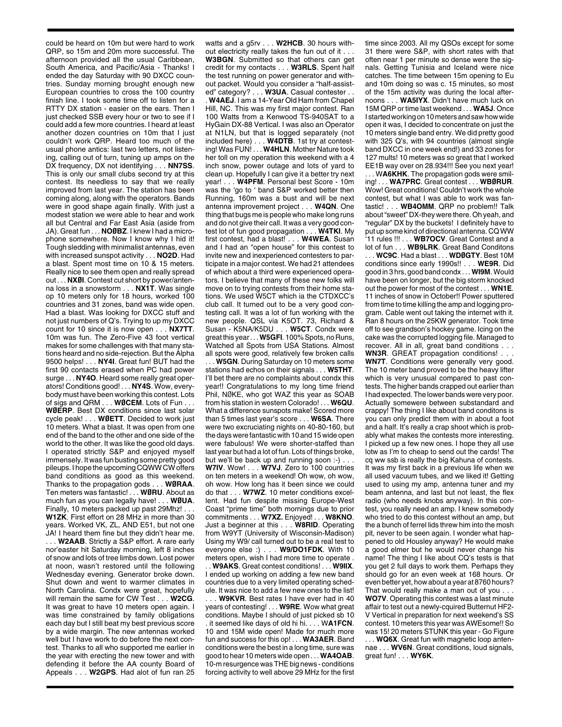could be heard on 10m but were hard to work QRP, so 15m and 20m more successful. The afternoon provided all the usual Caribbean, South America, and Pacific/Asia - Thanks! I ended the day Saturday with 90 DXCC countries. Sunday morning brought enough new European countries to cross the 100 country finish line. I took some time off to listen for a RTTY DX station - easier on the ears. Then I just checked SSB every hour or two to see if I could add a few more countries. I heard at least another dozen countries on 10m that I just couldn't work QRP. Heard too much of the usual phone antics: last two letters, not listening, calling out of turn, tuning up amps on the DX frequency, DX not identifying . . . **NN7SS**. This is only our small clubs second try at this contest. Its needless to say that we really improved from last year. The station has been coming along, along with the operators. Bands were in good shape again finally. With just a modest station we were able to hear and work all but Central and Far East Asia (aside from JA). Great fun . . . **NOØBZ**. I knew I had a microphone somewhere. Now I know why I hid it! Tough sledding with minimalist antennas, even with increased sunspot activity . . . **NO2D**. Had a blast. Spent most time on 10 & 15 meters. Really nice to see them open and really spread out . . . **NXØI**. Contest cut short by power/antenna loss in a snowstorm . . . **NX1T**. Was single op 10 meters only for 18 hours, worked 100 countries and 31 zones, band was wide open. Had a blast. Was looking for DXCC stuff and not just numbers of Q's. Trying to up my DXCC count for 10 since it is now open . . . **NX7TT**. 10m was fun. The Zero-Five 43 foot vertical makes for some challenges with that many stations heard and no side-rejection. But the Alpha 9500 helps! . . . **NY4I**. Great fun! BUT had the first 90 contacts erased when PC had power surge . . . **NY4O**. Heard some really great operators! Conditions good! . . . **NY4S**. Wow, everybody must have been working this contest. Lots of sigs and QRM . . . **WØCEM**. Lots of Fun . . . **WØERP**. Best DX conditions since last solar cycle peak! . . . **WØETT**. Decided to work just 10 meters. What a blast. It was open from one end of the band to the other and one side of the world to the other. It was like the good old days. I operated strictly S&P and enjoyed myself immensely. It was fun busting some pretty good pileups. I hope the upcoming CQWW CW offers band conditions as good as this weekend. Thanks to the propagation gods . . . **WØRAA**. Ten meters was fantastic! . . . **WØRU**. About as much fun as you can legally have! . . . **WØUA**. Finally, 10 meters packed up past 29Mhz! . . . **W1ZK**. First effort on 28 MHz in more than 30 years. Worked VK, ZL, AND E51, but not one JA! I heard them fine but they didn't hear me. . . . **W2AAB**. Strictly a S&P effort. A rare early nor'easter hit Saturday morning, left 8 inches of snow and lots of tree limbs down. Lost power at noon, wasn't restored until the following Wednesday evening. Generator broke down. Shut down and went to warmer climates in North Carolina. Condx were great, hopefully will remain the same for CW Test . . . **W2CG**. It was great to have 10 meters open again. I was time constrained by family obligations each day but I still beat my best previous score by a wide margin. The new antennas worked well but I have work to do before the next contest. Thanks to all who supported me earlier in the year with erecting the new tower and with defending it before the AA county Board of Appeals . . . **W2GPS**. Had alot of fun ran 25 watts and a g5rv . . . **W2HCB**. 30 hours without electricity really takes the fun out of it . . . **W3BGN**. Submitted so that others can get credit for my contacts . . . **W3RLS**. Spent half the test running on power generator and without packet. Would you consider a "half-assisted" category? . . . **W3UA**. Casual contester . . . **W4AEJ**. I am a 14-Year Old Ham from Chapel Hill, NC. This was my first major contest. Ran 100 Watts from a Kenwood TS-940SAT to a HyGain DX-88 Vertical. I was also an Operator at N1LN, but that is logged separately (not included here) . . . **W4DTB**. 1st try at contesting! Was FUN! . . . **W4HLN**. Mother Nature took her toll on my operation this weekend with a 4 inch snow, power outage and lots of yard to clean up. Hopefully I can give it a better try next year! . . . **W4PFM**. Personal best Score - 10m was the 'go to ' band S&P worked better then Running, 160m was a bust and will be next antenna improvement project . . . **W4QN**. One thing that bugs me is people who make long runs and do not give their call. It was a very good contest lot of fun good propagation . . . **W4TKI**. My first contest, had a blast! . . . **W4WEA**. Susan and I had an "open house" for this contest to invite new and inexperienced contesters to participate in a major contest. We had 21 attendees of which about a third were experienced operators. I believe that many of these new folks will move on to trying contests from their home stations. We used W5CT which ia the CTDXCC's club call. It turned out to be a very good contesting call. It was a lot of fun working with the new people. QSL via K5OT. 73, Richard & Susan - K5NA/K5DU . . . **W5CT**. Condx were great this year . . . **W5GFI**. 100% Spots, no Runs, Watched all Spots from USA Stations. Almost all spots were good, relatively few broken calls . . . **W5GN**. During Saturday on 10 meters some stations had echos on their signals . . . **W5THT**. I'll bet there are no complaints about condx this year!! Congratulations to my long time friend Phil, NØKE, who got WAZ this year as SOAB from his station in western Colorado! . . . **W6QU**. What a difference sunspots make! Scored more than 5 times last year's score . . . **W6SA**. There were two excruciating nights on 40-80-160, but the days were fantastic with 10 and 15 wide open were fabulous! We were shorter-staffed than last year but had a lot of fun. Lots of things broke, but we'll be back up and running soon :-) . . . **W7IV**. Wow! . . . **W7VJ**. Zero to 100 countries on ten meters in a weekend! Oh wow, oh wow, oh wow. How long has it been since we could do that . . . **W7WZ**. 10 meter conditions excellent. Had fun despite missing Europe-West Coast "prime time" both mornings due to prior commitments . . . **W7XZ.** Enjoyed! . . . **W8KNO**. Just a beginner at this . . . **W8RID**. Operating from W9YT (University of Wisconsin-Madison) Using my W9/ call turned out to be a real test to everyone else :) . . . **W9/DO1FDK**. With 10 meters open, wish I had more time to operate . . . **W9AKS**. Great contest conditions! . . . **W9IIX**. I ended up working on adding a few new band countries due to a very limited operating schedule. It was nice to add a few new ones to the list! . . . **W9KVR**. Best rates I have ever had in 40 years of contesting! . . . **W9RE**. Wow what great conditions. Maybe I should of just picked sb 10 . it seemed like days of old hi hi. . . . W**A1FCN**. 10 and 15M wide open! Made for much more fun and success for this op! . . . **WA3AER**. Band conditions were the best in a long time, sure was good to hear 10 meters wide open . . . **WA4OAB**. 10-m resurgence was THE big news - conditions forcing activity to well above 29 MHz for the first time since 2003. All my QSOs except for some 31 there were S&P, with short rates with that often near 1 per minute so dense were the signals. Getting Tunisia and Iceland were nice catches. The time between 15m opening to Eu and 10m doing so was c. 15 minutes, so most of the 15m activity was during the local afternoons . . . **WA5IYX**. Didn't have much luck on 15M QRP or time last weekend . . . **WA5J**. Once I started working on 10 meters and saw how wide open it was, I decided to concentrate on just the 10 meters single band entry. We did pretty good with 325 Q's, with 94 countries (almost single band DXCC in one week end!) and 33 zones for 127 mults! 10 meters was so great that I worked EE1B way over on 28.934!!! See you next year! . . . W**A6KHK**. The propagation gods were smiling! . . . **WA7PRC**. Great contest . . . **WBØRUR**. Wow! Great conditions! Couldn't work the whole contest, but what I was able to work was fantastic! . . . **WB4OMM**. QRP no problem!! Talk about "sweet" DX-they were there. Oh yeah, and "regular" DX by the buckets! I definitely have to put up some kind of directional antenna. CQ WW '11 rules !!! . . . **WB7OCV**. Great Contest and a lot of fun . . . **WB9LRK**. Great Band Conditons . . . **WC9C**. Had a blast . . . **WDØGTY**. Best 10M conditions since early 1990s!! . . . **WE9R**. Did good in 3 hrs, good band condx . . . **WI9M**. Would have been on longer, but the big storm knocked out the power for most of the contest . . . **WN1E**. 11 inches of snow in October!! Power sputtered from time to time killing the amp and logging program. Cable went out taking the internet with it. Ran 8 hours on the 25KW generator. Took time off to see grandson's hockey game. Icing on the cake was the corrupted logging file. Managed to recover. All in all, great band conditions . . . **WN3R**. GREAT propagation conditions! . . . **WN7T**. Conditions were generally very good. The 10 meter band proved to be the heavy lifter which is very unusual compared to past contests. The higher bands crapped out earlier than I had expected. The lower bands were very poor. Actually somewere between substandard and crappy! The thing I like about band conditons is you can only predict them with in about a foot and a half. It's really a crap shoot which is probably what makes the contests more interesting. I picked up a few new ones. I hope they all use lotw as I'm to cheap to send out the cards! The cq ww ssb is really the big Kahuna of contests. It was my first back in a previous life when we all used vacuum tubes, and we liked it! Getting used to using my amp, antenna tuner and my beam antenna, and last but not least, the flex radio (who needs knobs anyway). In this contest, you really need an amp. I knew somebody who tried to do this contest without an amp, but the a bunch of ferrel lids threw him into the mosh pit, never to be seen again. I wonder what happened to old Housley anyway? He would make a good elmer but he would never change his name! The thing I like about CQ's tests is that you get 2 full days to work them. Perhaps they should go for an even week at 168 hours. Or even better yet, how about a year at 8760 hours? That would really make a man out of you . . . **WO7V**. Operating this contest was a last minute affair to test out a newly-cquired Butternut HF2-V Vertical in preparation for next weekend's SS contest. 10 meters this year was AWEsome!! So was 15! 20 meters STUNK this year - Go Figure . . . **WQ6X**. Great fun with magnetic loop antennae . . . **WV6N**. Great conditions, loud signals, great fun! . . . **WY6K**.